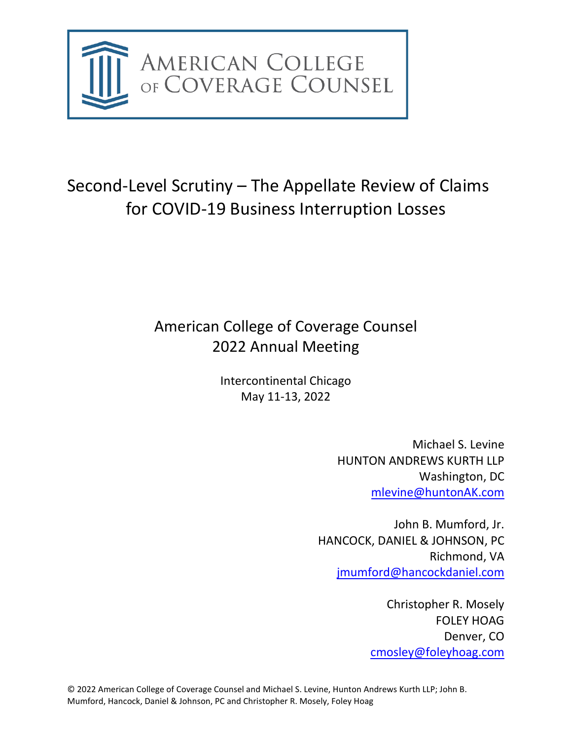AMERICAN COLLEGE OF COVERAGE COUNSEL

# Second-Level Scrutiny – The Appellate Review of Claims for COVID-19 Business Interruption Losses

American College of Coverage Counsel
2022 Annual Meeting

Intercontinental Chicago
May 11-13, 2022

Michael S. Levine
HUNTON ANDREWS KURTH LLP
Washington, DC
mlevine@huntonAK.com

John B. Mumford, Jr.
HANCOCK, DANIEL & JOHNSON, PC
Richmond, VA
jmumford@hancockdaniel.com

Christopher R. Mosely
FOLEY HOAG
Denver, CO
cmosley@foleyhoag.com

© 2022 American College of Coverage Counsel and Michael S. Levine, Hunton Andrews Kurth LLP; John B. Mumford, Hancock, Daniel & Johnson, PC and Christopher R. Mosely, Foley Hoag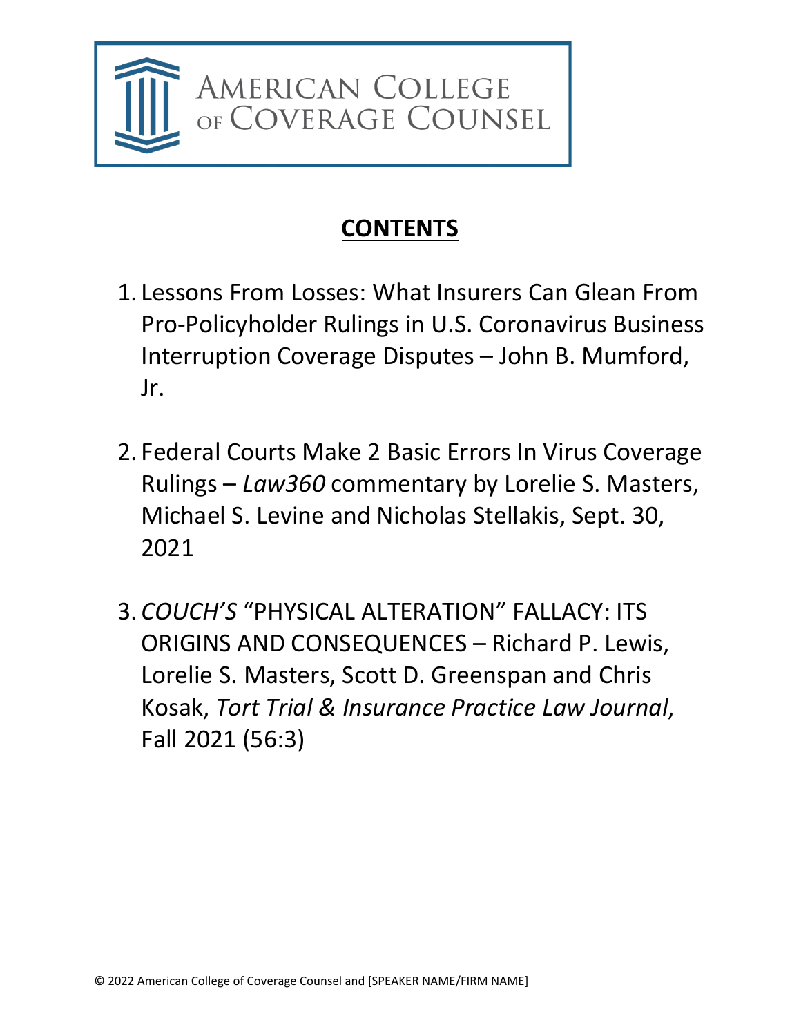AMERICAN COLLEGE OF COVERAGE COUNSEL

# **CONTENTS**

1. Lessons From Losses: What Insurers Can Glean From Pro-Policyholder Rulings in U.S. Coronavirus Business Interruption Coverage Disputes – John B. Mumford, Jr.

2. Federal Courts Make 2 Basic Errors In Virus Coverage Rulings – *Law360* commentary by Lorelie S. Masters, Michael S. Levine and Nicholas Stellakis, Sept. 30, 2021

3. *COUCH'S* "PHYSICAL ALTERATION" FALLACY: ITS ORIGINS AND CONSEQUENCES – Richard P. Lewis, Lorelie S. Masters, Scott D. Greenspan and Chris Kosak, *Tort Trial & Insurance Practice Law Journal*, Fall 2021 (56:3)

© 2022 American College of Coverage Counsel and [SPEAKER NAME/FIRM NAME]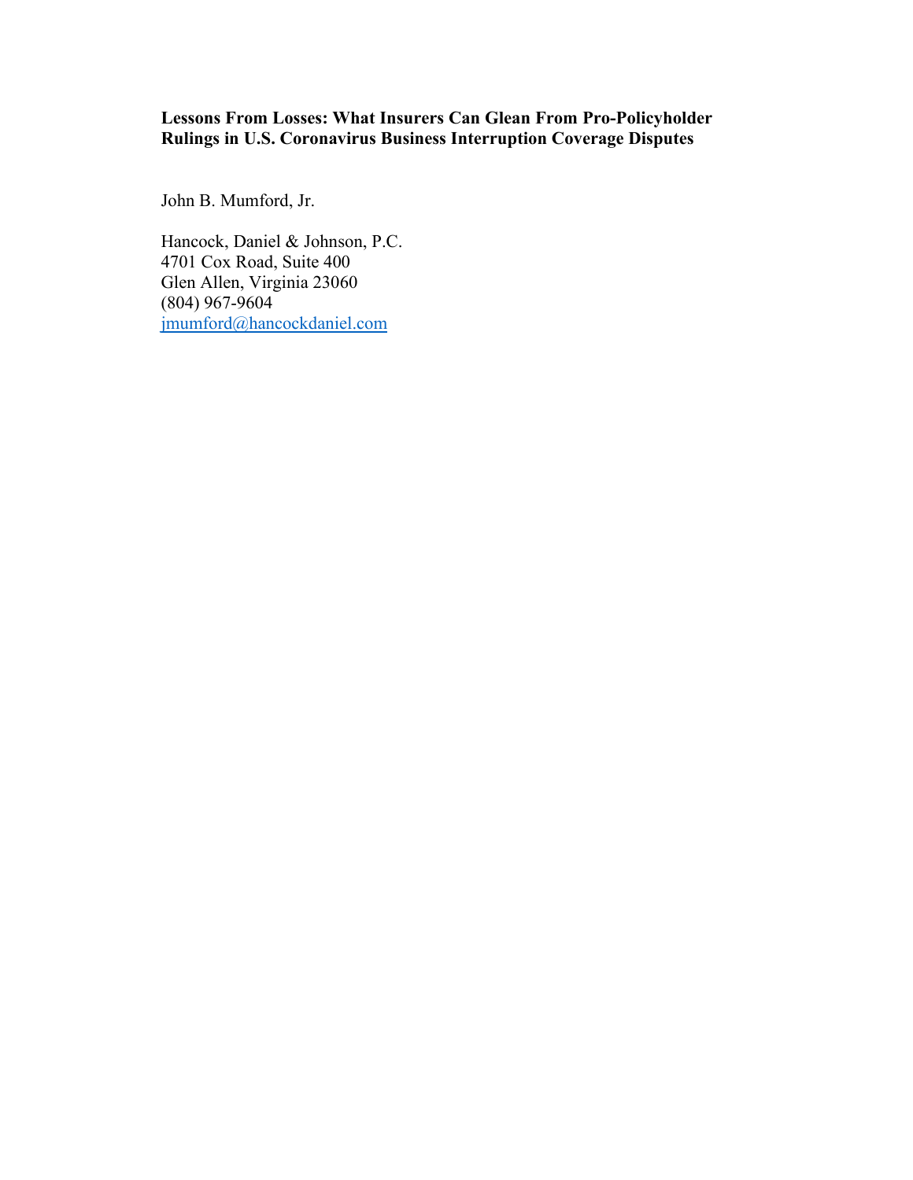**Lessons From Losses: What Insurers Can Glean From Pro-Policyholder Rulings in U.S. Coronavirus Business Interruption Coverage Disputes**

John B. Mumford, Jr.

Hancock, Daniel & Johnson, P.C.
4701 Cox Road, Suite 400
Glen Allen, Virginia 23060
(804) 967-9604
jmumford@hancockdaniel.com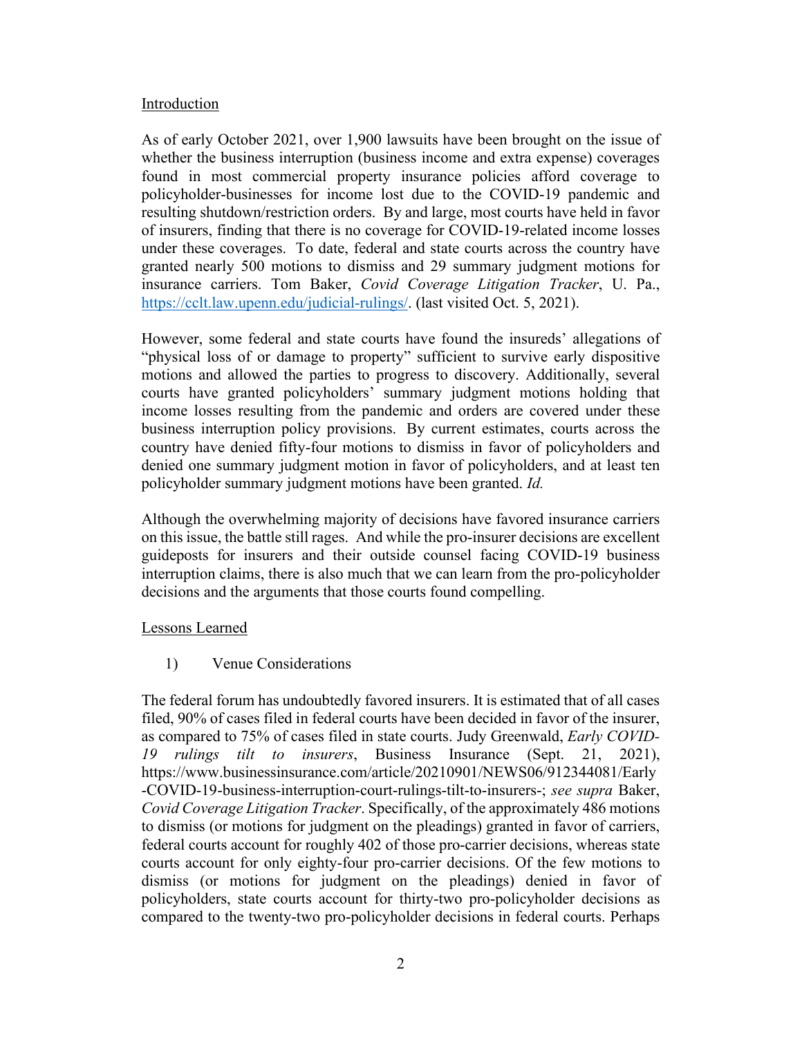Introduction

As of early October 2021, over 1,900 lawsuits have been brought on the issue of whether the business interruption (business income and extra expense) coverages found in most commercial property insurance policies afford coverage to policyholder-businesses for income lost due to the COVID-19 pandemic and resulting shutdown/restriction orders. By and large, most courts have held in favor of insurers, finding that there is no coverage for COVID-19-related income losses under these coverages. To date, federal and state courts across the country have granted nearly 500 motions to dismiss and 29 summary judgment motions for insurance carriers. Tom Baker, *Covid Coverage Litigation Tracker*, U. Pa., [https://cclt.law.upenn.edu/judicial-rulings/](https://cclt.law.upenn.edu/judicial-rulings/). (last visited Oct. 5, 2021).

However, some federal and state courts have found the insureds' allegations of "physical loss of or damage to property" sufficient to survive early dispositive motions and allowed the parties to progress to discovery. Additionally, several courts have granted policyholders' summary judgment motions holding that income losses resulting from the pandemic and orders are covered under these business interruption policy provisions. By current estimates, courts across the country have denied fifty-four motions to dismiss in favor of policyholders and denied one summary judgment motion in favor of policyholders, and at least ten policyholder summary judgment motions have been granted. *Id.*

Although the overwhelming majority of decisions have favored insurance carriers on this issue, the battle still rages. And while the pro-insurer decisions are excellent guideposts for insurers and their outside counsel facing COVID-19 business interruption claims, there is also much that we can learn from the pro-policyholder decisions and the arguments that those courts found compelling.

Lessons Learned

1) Venue Considerations

The federal forum has undoubtedly favored insurers. It is estimated that of all cases filed, 90% of cases filed in federal courts have been decided in favor of the insurer, as compared to 75% of cases filed in state courts. Judy Greenwald, *Early COVID-19 rulings tilt to insurers*, Business Insurance (Sept. 21, 2021), https://www.businessinsurance.com/article/20210901/NEWS06/912344081/Early-COVID-19-business-interruption-court-rulings-tilt-to-insurers-; *see supra* Baker, *Covid Coverage Litigation Tracker*. Specifically, of the approximately 486 motions to dismiss (or motions for judgment on the pleadings) granted in favor of carriers, federal courts account for roughly 402 of those pro-carrier decisions, whereas state courts account for only eighty-four pro-carrier decisions. Of the few motions to dismiss (or motions for judgment on the pleadings) denied in favor of policyholders, state courts account for thirty-two pro-policyholder decisions as compared to the twenty-two pro-policyholder decisions in federal courts. Perhaps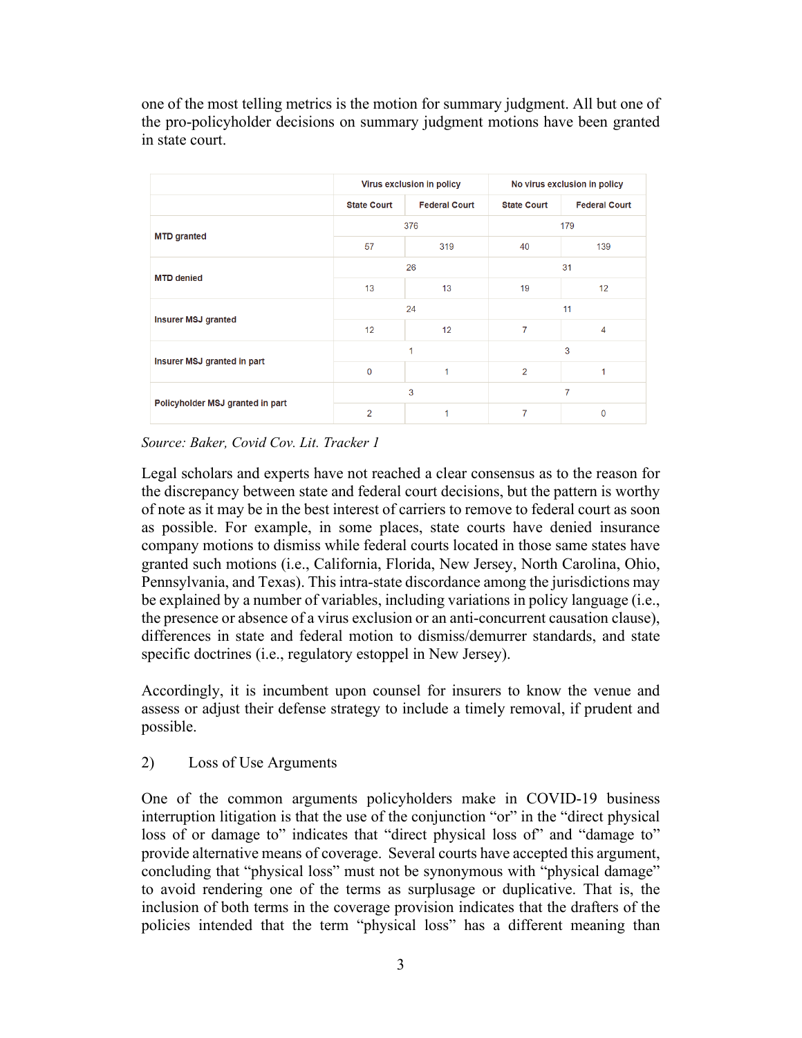one of the most telling metrics is the motion for summary judgment. All but one of the pro-policyholder decisions on summary judgment motions have been granted in state court.

| | Virus exclusion in policy | | No virus exclusion in policy | |
|---|---|---|---|---|
| | State Court | Federal Court | State Court | Federal Court |
| MTD granted | 376 | | 179 | |
| | 57 | 319 | 40 | 139 |
| MTD denied | 26 | | 31 | |
| | 13 | 13 | 19 | 12 |
| Insurer MSJ granted | 24 | | 11 | |
| | 12 | 12 | 7 | 4 |
| Insurer MSJ granted in part | 1 | | 3 | |
| | 0 | 1 | 2 | 1 |
| Policyholder MSJ granted in part | 3 | | 7 | |
| | 2 | 1 | 7 | 0 |

*Source: Baker, Covid Cov. Lit. Tracker 1*

Legal scholars and experts have not reached a clear consensus as to the reason for the discrepancy between state and federal court decisions, but the pattern is worthy of note as it may be in the best interest of carriers to remove to federal court as soon as possible. For example, in some places, state courts have denied insurance company motions to dismiss while federal courts located in those same states have granted such motions (i.e., California, Florida, New Jersey, North Carolina, Ohio, Pennsylvania, and Texas). This intra-state discordance among the jurisdictions may be explained by a number of variables, including variations in policy language (i.e., the presence or absence of a virus exclusion or an anti-concurrent causation clause), differences in state and federal motion to dismiss/demurrer standards, and state specific doctrines (i.e., regulatory estoppel in New Jersey).

Accordingly, it is incumbent upon counsel for insurers to know the venue and assess or adjust their defense strategy to include a timely removal, if prudent and possible.

2) Loss of Use Arguments

One of the common arguments policyholders make in COVID-19 business interruption litigation is that the use of the conjunction "or" in the "direct physical loss of or damage to" indicates that "direct physical loss of" and "damage to" provide alternative means of coverage. Several courts have accepted this argument, concluding that "physical loss" must not be synonymous with "physical damage" to avoid rendering one of the terms as surplusage or duplicative. That is, the inclusion of both terms in the coverage provision indicates that the drafters of the policies intended that the term "physical loss" has a different meaning than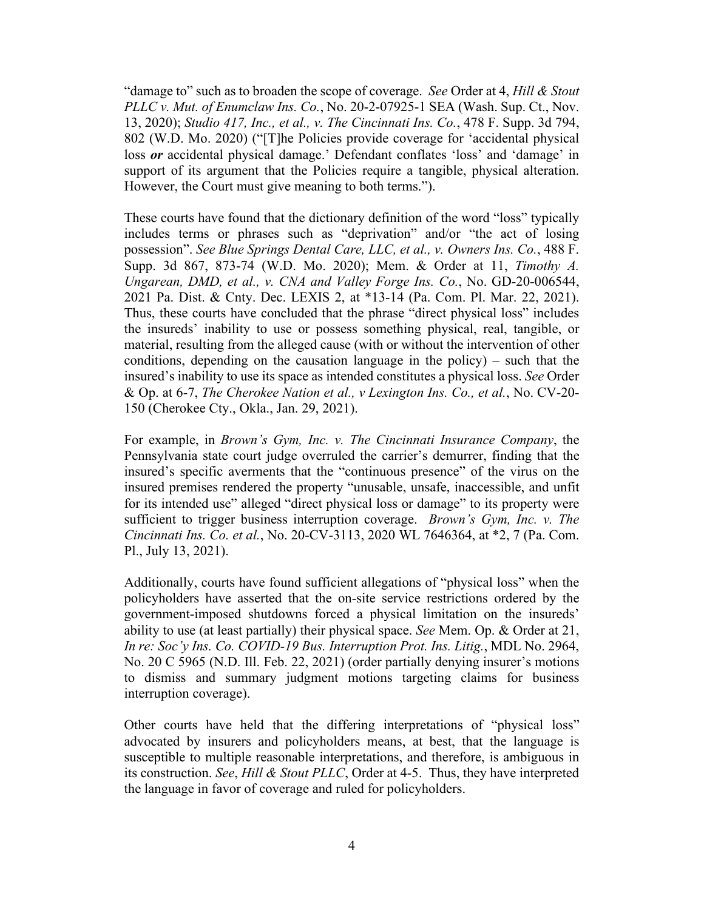"damage to" such as to broaden the scope of coverage. *See* Order at 4, *Hill & Stout PLLC v. Mut. of Enumclaw Ins. Co.*, No. 20-2-07925-1 SEA (Wash. Sup. Ct., Nov. 13, 2020); *Studio 417, Inc., et al., v. The Cincinnati Ins. Co.*, 478 F. Supp. 3d 794, 802 (W.D. Mo. 2020) ("[T]he Policies provide coverage for 'accidental physical loss ***or*** accidental physical damage.' Defendant conflates 'loss' and 'damage' in support of its argument that the Policies require a tangible, physical alteration. However, the Court must give meaning to both terms.").

These courts have found that the dictionary definition of the word "loss" typically includes terms or phrases such as "deprivation" and/or "the act of losing possession". *See Blue Springs Dental Care, LLC, et al., v. Owners Ins. Co.*, 488 F. Supp. 3d 867, 873-74 (W.D. Mo. 2020); Mem. & Order at 11, *Timothy A. Ungarean, DMD, et al., v. CNA and Valley Forge Ins. Co.*, No. GD-20-006544, 2021 Pa. Dist. & Cnty. Dec. LEXIS 2, at *13-14 (Pa. Com. Pl. Mar. 22, 2021). Thus, these courts have concluded that the phrase "direct physical loss" includes the insureds' inability to use or possess something physical, real, tangible, or material, resulting from the alleged cause (with or without the intervention of other conditions, depending on the causation language in the policy) – such that the insured's inability to use its space as intended constitutes a physical loss. *See* Order & Op. at 6-7, *The Cherokee Nation et al., v Lexington Ins. Co., et al.*, No. CV-20-150 (Cherokee Cty., Okla., Jan. 29, 2021).

For example, in *Brown's Gym, Inc. v. The Cincinnati Insurance Company*, the Pennsylvania state court judge overruled the carrier's demurrer, finding that the insured's specific averments that the "continuous presence" of the virus on the insured premises rendered the property "unusable, unsafe, inaccessible, and unfit for its intended use" alleged "direct physical loss or damage" to its property were sufficient to trigger business interruption coverage. *Brown's Gym, Inc. v. The Cincinnati Ins. Co. et al.*, No. 20-CV-3113, 2020 WL 7646364, at *2, 7 (Pa. Com. Pl., July 13, 2021).

Additionally, courts have found sufficient allegations of "physical loss" when the policyholders have asserted that the on-site service restrictions ordered by the government-imposed shutdowns forced a physical limitation on the insureds' ability to use (at least partially) their physical space. *See* Mem. Op. & Order at 21, *In re: Soc'y Ins. Co. COVID-19 Bus. Interruption Prot. Ins. Litig.*, MDL No. 2964, No. 20 C 5965 (N.D. Ill. Feb. 22, 2021) (order partially denying insurer's motions to dismiss and summary judgment motions targeting claims for business interruption coverage).

Other courts have held that the differing interpretations of "physical loss" advocated by insurers and policyholders means, at best, that the language is susceptible to multiple reasonable interpretations, and therefore, is ambiguous in its construction. *See*, *Hill & Stout PLLC*, Order at 4-5. Thus, they have interpreted the language in favor of coverage and ruled for policyholders.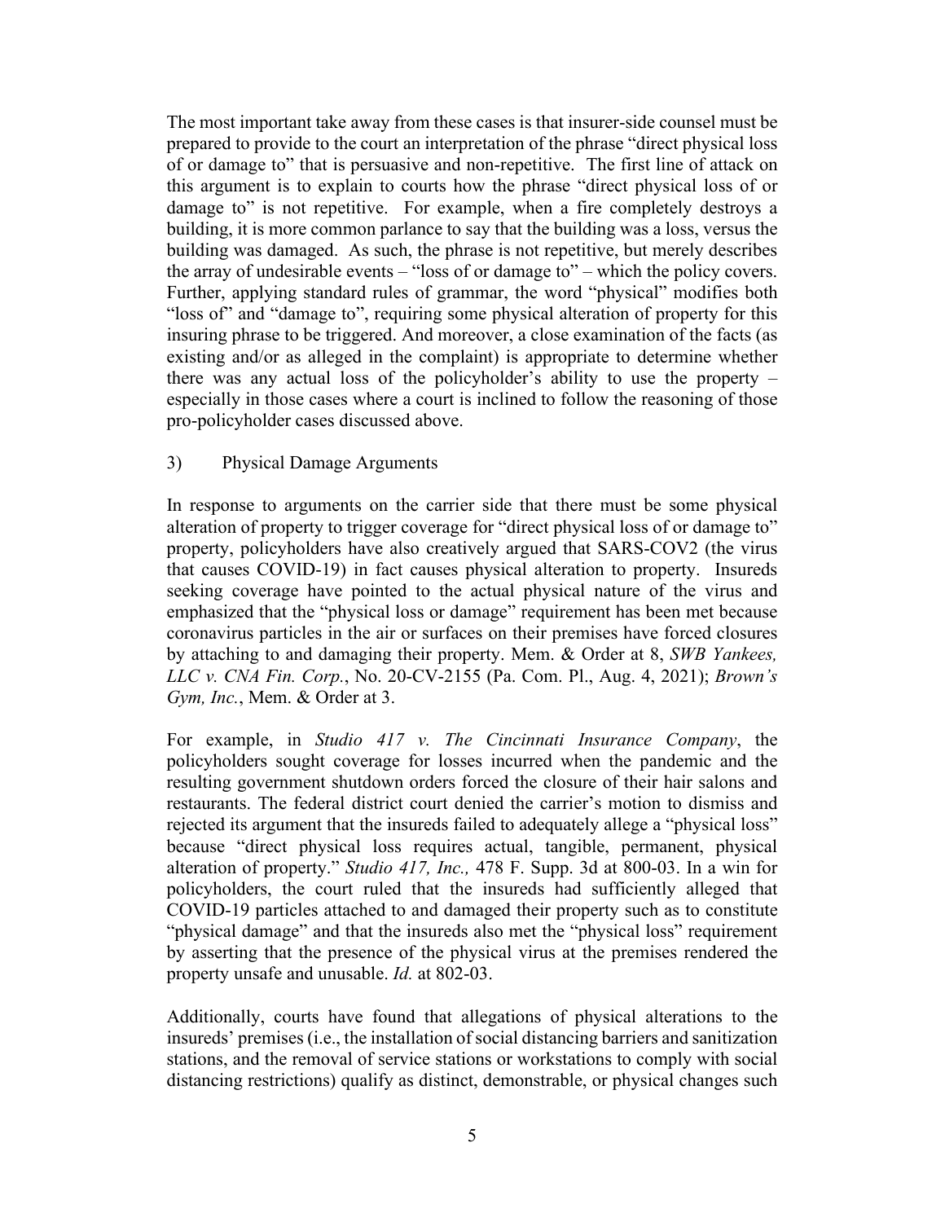The most important take away from these cases is that insurer-side counsel must be prepared to provide to the court an interpretation of the phrase "direct physical loss of or damage to" that is persuasive and non-repetitive. The first line of attack on this argument is to explain to courts how the phrase "direct physical loss of or damage to" is not repetitive. For example, when a fire completely destroys a building, it is more common parlance to say that the building was a loss, versus the building was damaged. As such, the phrase is not repetitive, but merely describes the array of undesirable events – "loss of or damage to" – which the policy covers. Further, applying standard rules of grammar, the word "physical" modifies both "loss of" and "damage to", requiring some physical alteration of property for this insuring phrase to be triggered. And moreover, a close examination of the facts (as existing and/or as alleged in the complaint) is appropriate to determine whether there was any actual loss of the policyholder's ability to use the property – especially in those cases where a court is inclined to follow the reasoning of those pro-policyholder cases discussed above.

3) Physical Damage Arguments

In response to arguments on the carrier side that there must be some physical alteration of property to trigger coverage for "direct physical loss of or damage to" property, policyholders have also creatively argued that SARS-COV2 (the virus that causes COVID-19) in fact causes physical alteration to property. Insureds seeking coverage have pointed to the actual physical nature of the virus and emphasized that the "physical loss or damage" requirement has been met because coronavirus particles in the air or surfaces on their premises have forced closures by attaching to and damaging their property. Mem. & Order at 8, *SWB Yankees, LLC v. CNA Fin. Corp.*, No. 20-CV-2155 (Pa. Com. Pl., Aug. 4, 2021); *Brown's Gym, Inc.*, Mem. & Order at 3.

For example, in *Studio 417 v. The Cincinnati Insurance Company*, the policyholders sought coverage for losses incurred when the pandemic and the resulting government shutdown orders forced the closure of their hair salons and restaurants. The federal district court denied the carrier's motion to dismiss and rejected its argument that the insureds failed to adequately allege a "physical loss" because "direct physical loss requires actual, tangible, permanent, physical alteration of property." *Studio 417, Inc.,* 478 F. Supp. 3d at 800-03. In a win for policyholders, the court ruled that the insureds had sufficiently alleged that COVID-19 particles attached to and damaged their property such as to constitute "physical damage" and that the insureds also met the "physical loss" requirement by asserting that the presence of the physical virus at the premises rendered the property unsafe and unusable. *Id.* at 802-03.

Additionally, courts have found that allegations of physical alterations to the insureds' premises (i.e., the installation of social distancing barriers and sanitization stations, and the removal of service stations or workstations to comply with social distancing restrictions) qualify as distinct, demonstrable, or physical changes such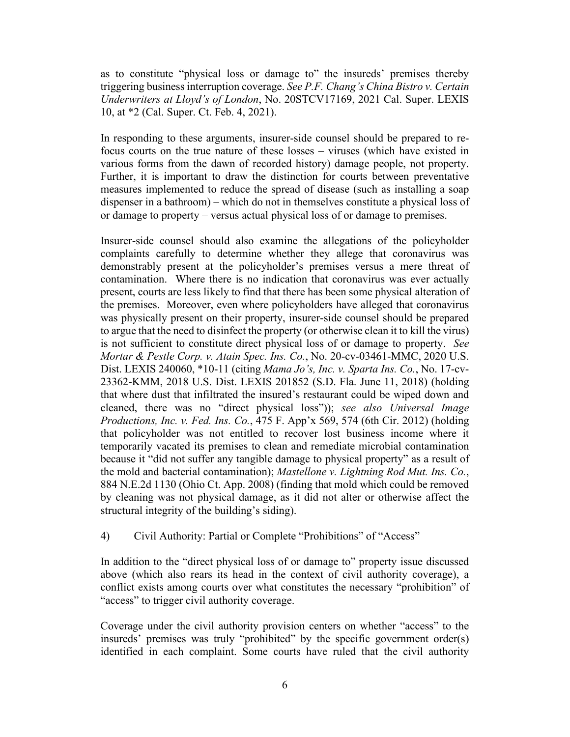as to constitute "physical loss or damage to" the insureds' premises thereby triggering business interruption coverage. *See P.F. Chang's China Bistro v. Certain Underwriters at Lloyd's of London*, No. 20STCV17169, 2021 Cal. Super. LEXIS 10, at *2 (Cal. Super. Ct. Feb. 4, 2021).

In responding to these arguments, insurer-side counsel should be prepared to re-focus courts on the true nature of these losses – viruses (which have existed in various forms from the dawn of recorded history) damage people, not property. Further, it is important to draw the distinction for courts between preventative measures implemented to reduce the spread of disease (such as installing a soap dispenser in a bathroom) – which do not in themselves constitute a physical loss of or damage to property – versus actual physical loss of or damage to premises.

Insurer-side counsel should also examine the allegations of the policyholder complaints carefully to determine whether they allege that coronavirus was demonstrably present at the policyholder's premises versus a mere threat of contamination. Where there is no indication that coronavirus was ever actually present, courts are less likely to find that there has been some physical alteration of the premises. Moreover, even where policyholders have alleged that coronavirus was physically present on their property, insurer-side counsel should be prepared to argue that the need to disinfect the property (or otherwise clean it to kill the virus) is not sufficient to constitute direct physical loss of or damage to property. *See Mortar & Pestle Corp. v. Atain Spec. Ins. Co.*, No. 20-cv-03461-MMC, 2020 U.S. Dist. LEXIS 240060, *10-11 (citing *Mama Jo's, Inc. v. Sparta Ins. Co.*, No. 17-cv-23362-KMM, 2018 U.S. Dist. LEXIS 201852 (S.D. Fla. June 11, 2018) (holding that where dust that infiltrated the insured's restaurant could be wiped down and cleaned, there was no "direct physical loss")); *see also Universal Image Productions, Inc. v. Fed. Ins. Co.*, 475 F. App'x 569, 574 (6th Cir. 2012) (holding that policyholder was not entitled to recover lost business income where it temporarily vacated its premises to clean and remediate microbial contamination because it "did not suffer any tangible damage to physical property" as a result of the mold and bacterial contamination); *Mastellone v. Lightning Rod Mut. Ins. Co.*, 884 N.E.2d 1130 (Ohio Ct. App. 2008) (finding that mold which could be removed by cleaning was not physical damage, as it did not alter or otherwise affect the structural integrity of the building's siding).

4) Civil Authority: Partial or Complete "Prohibitions" of "Access"

In addition to the "direct physical loss of or damage to" property issue discussed above (which also rears its head in the context of civil authority coverage), a conflict exists among courts over what constitutes the necessary "prohibition" of "access" to trigger civil authority coverage.

Coverage under the civil authority provision centers on whether "access" to the insureds' premises was truly "prohibited" by the specific government order(s) identified in each complaint. Some courts have ruled that the civil authority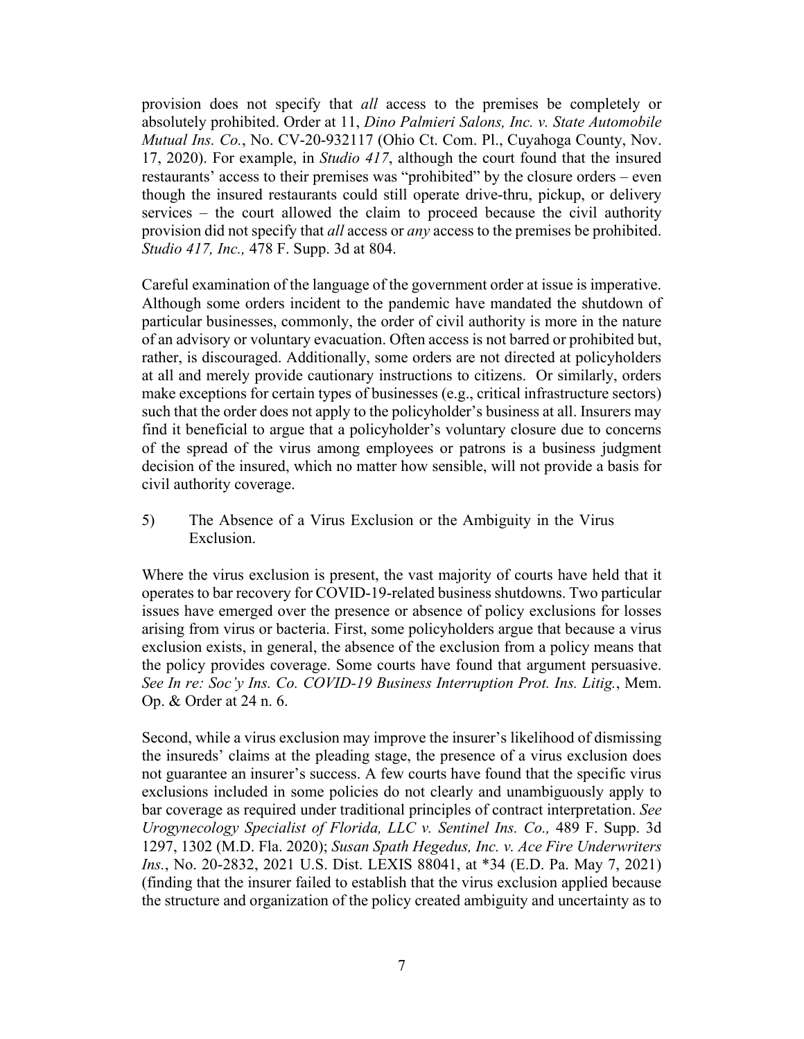provision does not specify that *all* access to the premises be completely or absolutely prohibited. Order at 11, *Dino Palmieri Salons, Inc. v. State Automobile Mutual Ins. Co.*, No. CV-20-932117 (Ohio Ct. Com. Pl., Cuyahoga County, Nov. 17, 2020). For example, in *Studio 417*, although the court found that the insured restaurants' access to their premises was "prohibited" by the closure orders – even though the insured restaurants could still operate drive-thru, pickup, or delivery services – the court allowed the claim to proceed because the civil authority provision did not specify that *all* access or *any* access to the premises be prohibited. *Studio 417, Inc.,* 478 F. Supp. 3d at 804.

Careful examination of the language of the government order at issue is imperative. Although some orders incident to the pandemic have mandated the shutdown of particular businesses, commonly, the order of civil authority is more in the nature of an advisory or voluntary evacuation. Often access is not barred or prohibited but, rather, is discouraged. Additionally, some orders are not directed at policyholders at all and merely provide cautionary instructions to citizens. Or similarly, orders make exceptions for certain types of businesses (e.g., critical infrastructure sectors) such that the order does not apply to the policyholder's business at all. Insurers may find it beneficial to argue that a policyholder's voluntary closure due to concerns of the spread of the virus among employees or patrons is a business judgment decision of the insured, which no matter how sensible, will not provide a basis for civil authority coverage.

5) The Absence of a Virus Exclusion or the Ambiguity in the Virus Exclusion.

Where the virus exclusion is present, the vast majority of courts have held that it operates to bar recovery for COVID-19-related business shutdowns. Two particular issues have emerged over the presence or absence of policy exclusions for losses arising from virus or bacteria. First, some policyholders argue that because a virus exclusion exists, in general, the absence of the exclusion from a policy means that the policy provides coverage. Some courts have found that argument persuasive. *See In re: Soc'y Ins. Co. COVID-19 Business Interruption Prot. Ins. Litig.*, Mem. Op. & Order at 24 n. 6.

Second, while a virus exclusion may improve the insurer's likelihood of dismissing the insureds' claims at the pleading stage, the presence of a virus exclusion does not guarantee an insurer's success. A few courts have found that the specific virus exclusions included in some policies do not clearly and unambiguously apply to bar coverage as required under traditional principles of contract interpretation. *See Urogynecology Specialist of Florida, LLC v. Sentinel Ins. Co.,* 489 F. Supp. 3d 1297, 1302 (M.D. Fla. 2020); *Susan Spath Hegedus, Inc. v. Ace Fire Underwriters Ins.*, No. 20-2832, 2021 U.S. Dist. LEXIS 88041, at *34 (E.D. Pa. May 7, 2021) (finding that the insurer failed to establish that the virus exclusion applied because the structure and organization of the policy created ambiguity and uncertainty as to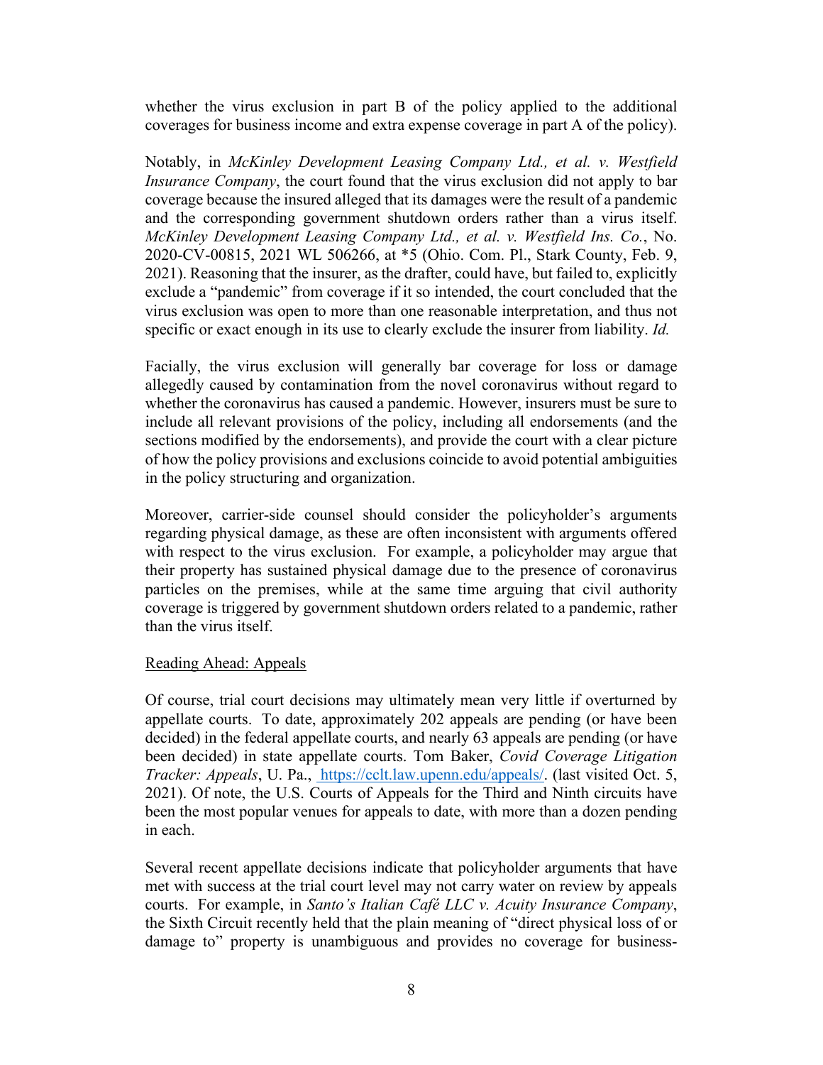whether the virus exclusion in part B of the policy applied to the additional coverages for business income and extra expense coverage in part A of the policy).

Notably, in *McKinley Development Leasing Company Ltd., et al. v. Westfield Insurance Company*, the court found that the virus exclusion did not apply to bar coverage because the insured alleged that its damages were the result of a pandemic and the corresponding government shutdown orders rather than a virus itself. *McKinley Development Leasing Company Ltd., et al. v. Westfield Ins. Co.*, No. 2020-CV-00815, 2021 WL 506266, at *5 (Ohio. Com. Pl., Stark County, Feb. 9, 2021). Reasoning that the insurer, as the drafter, could have, but failed to, explicitly exclude a "pandemic" from coverage if it so intended, the court concluded that the virus exclusion was open to more than one reasonable interpretation, and thus not specific or exact enough in its use to clearly exclude the insurer from liability. *Id.*

Facially, the virus exclusion will generally bar coverage for loss or damage allegedly caused by contamination from the novel coronavirus without regard to whether the coronavirus has caused a pandemic. However, insurers must be sure to include all relevant provisions of the policy, including all endorsements (and the sections modified by the endorsements), and provide the court with a clear picture of how the policy provisions and exclusions coincide to avoid potential ambiguities in the policy structuring and organization.

Moreover, carrier-side counsel should consider the policyholder's arguments regarding physical damage, as these are often inconsistent with arguments offered with respect to the virus exclusion. For example, a policyholder may argue that their property has sustained physical damage due to the presence of coronavirus particles on the premises, while at the same time arguing that civil authority coverage is triggered by government shutdown orders related to a pandemic, rather than the virus itself.

<u>Reading Ahead: Appeals</u>

Of course, trial court decisions may ultimately mean very little if overturned by appellate courts. To date, approximately 202 appeals are pending (or have been decided) in the federal appellate courts, and nearly 63 appeals are pending (or have been decided) in state appellate courts. Tom Baker, *Covid Coverage Litigation Tracker: Appeals*, U. Pa., https://cclt.law.upenn.edu/appeals/. (last visited Oct. 5, 2021). Of note, the U.S. Courts of Appeals for the Third and Ninth circuits have been the most popular venues for appeals to date, with more than a dozen pending in each.

Several recent appellate decisions indicate that policyholder arguments that have met with success at the trial court level may not carry water on review by appeals courts. For example, in *Santo's Italian Café LLC v. Acuity Insurance Company*, the Sixth Circuit recently held that the plain meaning of "direct physical loss of or damage to" property is unambiguous and provides no coverage for business-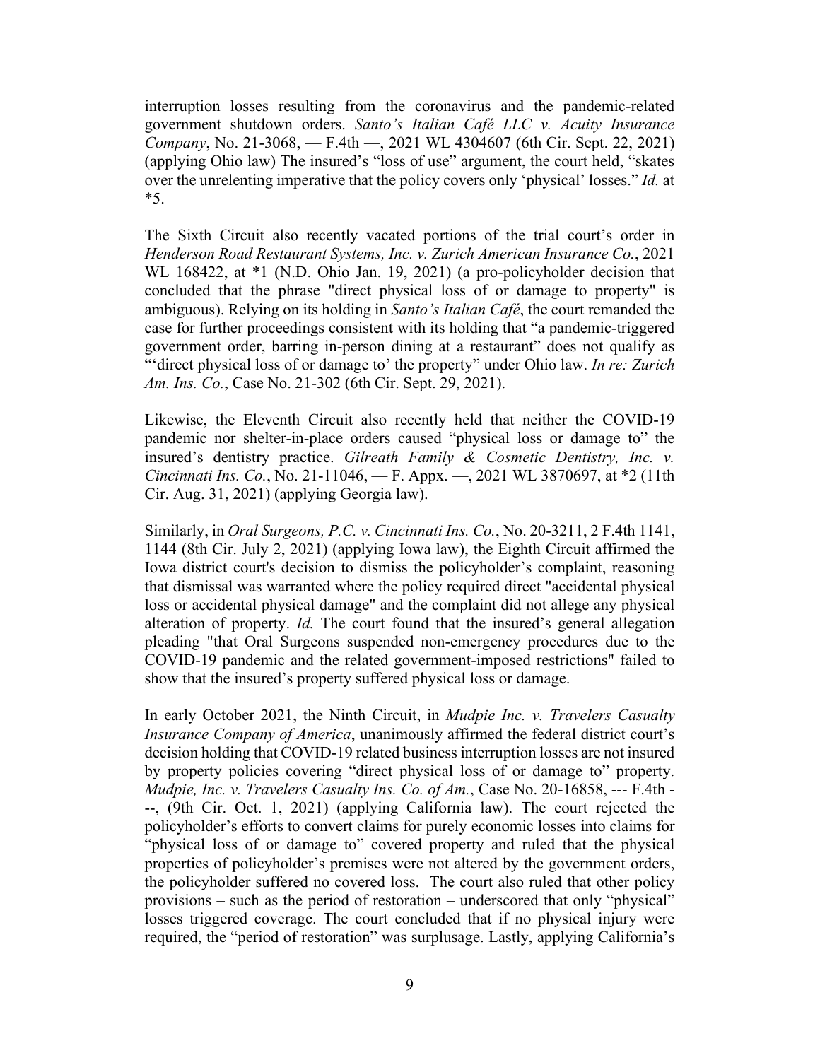interruption losses resulting from the coronavirus and the pandemic-related government shutdown orders. *Santo's Italian Café LLC v. Acuity Insurance Company*, No. 21-3068, — F.4th —, 2021 WL 4304607 (6th Cir. Sept. 22, 2021) (applying Ohio law) The insured's "loss of use" argument, the court held, "skates over the unrelenting imperative that the policy covers only 'physical' losses." *Id.* at *5.

The Sixth Circuit also recently vacated portions of the trial court's order in *Henderson Road Restaurant Systems, Inc. v. Zurich American Insurance Co.*, 2021 WL 168422, at *1 (N.D. Ohio Jan. 19, 2021) (a pro-policyholder decision that concluded that the phrase "direct physical loss of or damage to property" is ambiguous). Relying on its holding in *Santo's Italian Café*, the court remanded the case for further proceedings consistent with its holding that "a pandemic-triggered government order, barring in-person dining at a restaurant" does not qualify as "'direct physical loss of or damage to' the property" under Ohio law. *In re: Zurich Am. Ins. Co.*, Case No. 21-302 (6th Cir. Sept. 29, 2021).

Likewise, the Eleventh Circuit also recently held that neither the COVID-19 pandemic nor shelter-in-place orders caused "physical loss or damage to" the insured's dentistry practice. *Gilreath Family & Cosmetic Dentistry, Inc. v. Cincinnati Ins. Co.*, No. 21-11046, — F. Appx. —, 2021 WL 3870697, at *2 (11th Cir. Aug. 31, 2021) (applying Georgia law).

Similarly, in *Oral Surgeons, P.C. v. Cincinnati Ins. Co.*, No. 20-3211, 2 F.4th 1141, 1144 (8th Cir. July 2, 2021) (applying Iowa law), the Eighth Circuit affirmed the Iowa district court's decision to dismiss the policyholder's complaint, reasoning that dismissal was warranted where the policy required direct "accidental physical loss or accidental physical damage" and the complaint did not allege any physical alteration of property. *Id.* The court found that the insured's general allegation pleading "that Oral Surgeons suspended non-emergency procedures due to the COVID-19 pandemic and the related government-imposed restrictions" failed to show that the insured's property suffered physical loss or damage.

In early October 2021, the Ninth Circuit, in *Mudpie Inc. v. Travelers Casualty Insurance Company of America*, unanimously affirmed the federal district court's decision holding that COVID-19 related business interruption losses are not insured by property policies covering "direct physical loss of or damage to" property. *Mudpie, Inc. v. Travelers Casualty Ins. Co. of Am.*, Case No. 20-16858, --- F.4th ---, (9th Cir. Oct. 1, 2021) (applying California law). The court rejected the policyholder's efforts to convert claims for purely economic losses into claims for "physical loss of or damage to" covered property and ruled that the physical properties of policyholder's premises were not altered by the government orders, the policyholder suffered no covered loss. The court also ruled that other policy provisions – such as the period of restoration – underscored that only "physical" losses triggered coverage. The court concluded that if no physical injury were required, the "period of restoration" was surplusage. Lastly, applying California's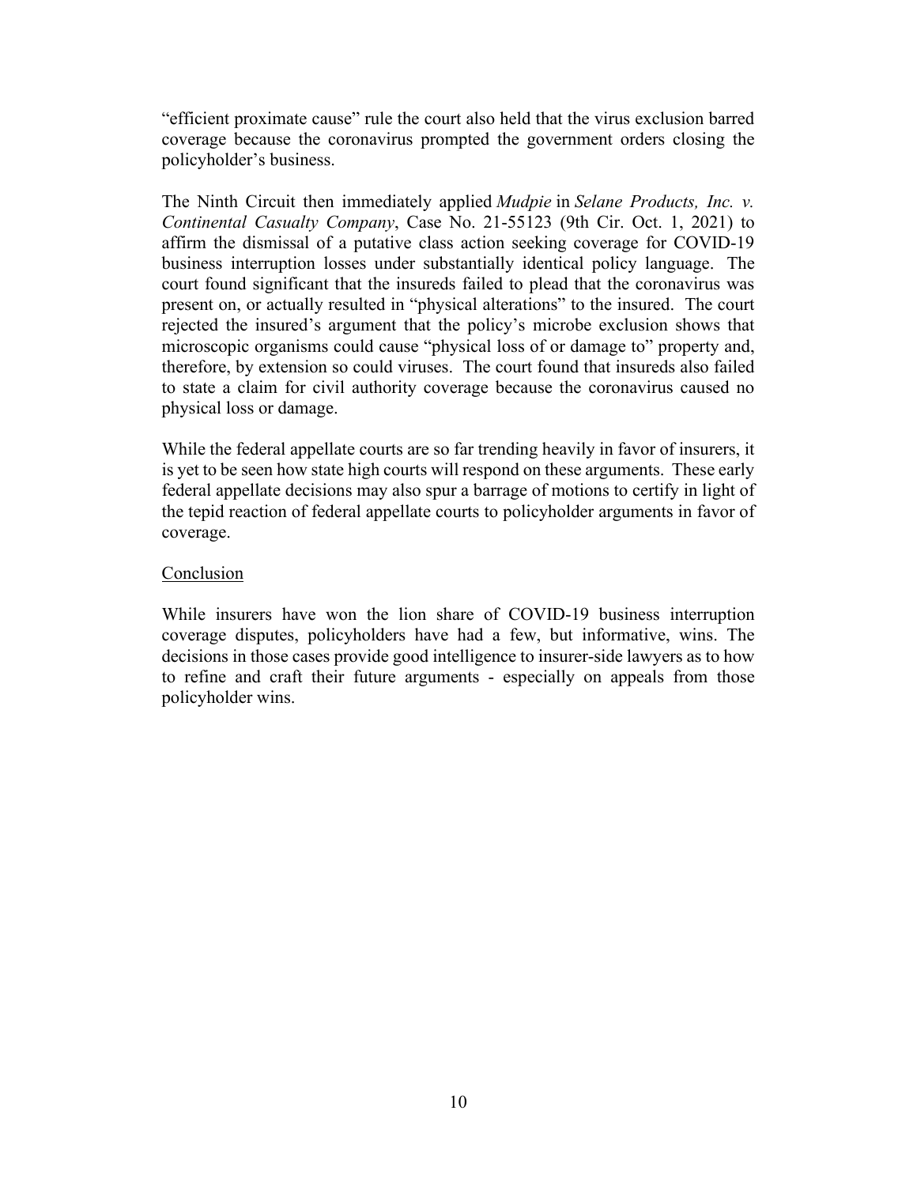"efficient proximate cause" rule the court also held that the virus exclusion barred coverage because the coronavirus prompted the government orders closing the policyholder's business.

The Ninth Circuit then immediately applied *Mudpie* in *Selane Products, Inc. v. Continental Casualty Company*, Case No. 21-55123 (9th Cir. Oct. 1, 2021) to affirm the dismissal of a putative class action seeking coverage for COVID-19 business interruption losses under substantially identical policy language. The court found significant that the insureds failed to plead that the coronavirus was present on, or actually resulted in "physical alterations" to the insured. The court rejected the insured's argument that the policy's microbe exclusion shows that microscopic organisms could cause "physical loss of or damage to" property and, therefore, by extension so could viruses. The court found that insureds also failed to state a claim for civil authority coverage because the coronavirus caused no physical loss or damage.

While the federal appellate courts are so far trending heavily in favor of insurers, it is yet to be seen how state high courts will respond on these arguments. These early federal appellate decisions may also spur a barrage of motions to certify in light of the tepid reaction of federal appellate courts to policyholder arguments in favor of coverage.

<u>Conclusion</u>

While insurers have won the lion share of COVID-19 business interruption coverage disputes, policyholders have had a few, but informative, wins. The decisions in those cases provide good intelligence to insurer-side lawyers as to how to refine and craft their future arguments - especially on appeals from those policyholder wins.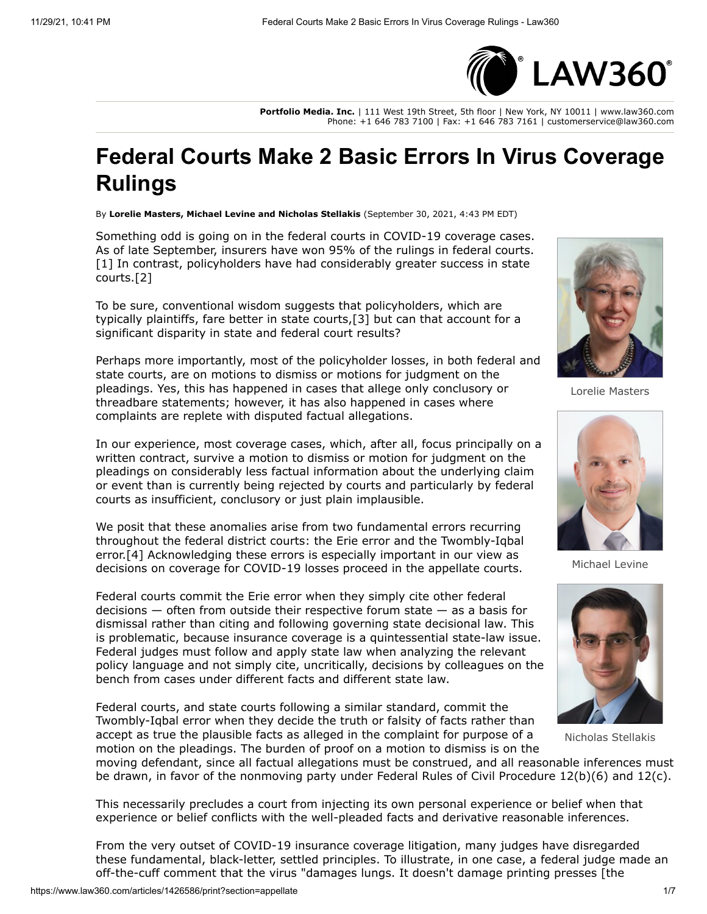# Federal Courts Make 2 Basic Errors In Virus Coverage Rulings

By **Lorelie Masters, Michael Levine and Nicholas Stellakis** (September 30, 2021, 4:43 PM EDT)

Something odd is going on in the federal courts in COVID-19 coverage cases. As of late September, insurers have won 95% of the rulings in federal courts.[1] In contrast, policyholders have had considerably greater success in state courts.[2]

To be sure, conventional wisdom suggests that policyholders, which are typically plaintiffs, fare better in state courts,[3] but can that account for a significant disparity in state and federal court results?

Perhaps more importantly, most of the policyholder losses, in both federal and state courts, are on motions to dismiss or motions for judgment on the pleadings. Yes, this has happened in cases that allege only conclusory or threadbare statements; however, it has also happened in cases where complaints are replete with disputed factual allegations.

In our experience, most coverage cases, which, after all, focus principally on a written contract, survive a motion to dismiss or motion for judgment on the pleadings on considerably less factual information about the underlying claim or event than is currently being rejected by courts and particularly by federal courts as insufficient, conclusory or just plain implausible.

We posit that these anomalies arise from two fundamental errors recurring throughout the federal district courts: the Erie error and the Twombly-Iqbal error.[4] Acknowledging these errors is especially important in our view as decisions on coverage for COVID-19 losses proceed in the appellate courts.

Federal courts commit the Erie error when they simply cite other federal decisions — often from outside their respective forum state — as a basis for dismissal rather than citing and following governing state decisional law. This is problematic, because insurance coverage is a quintessential state-law issue. Federal judges must follow and apply state law when analyzing the relevant policy language and not simply cite, uncritically, decisions by colleagues on the bench from cases under different facts and different state law.

Federal courts, and state courts following a similar standard, commit the Twombly-Iqbal error when they decide the truth or falsity of facts rather than accept as true the plausible facts as alleged in the complaint for purpose of a motion on the pleadings. The burden of proof on a motion to dismiss is on the moving defendant, since all factual allegations must be construed, and all reasonable inferences must be drawn, in favor of the nonmoving party under Federal Rules of Civil Procedure 12(b)(6) and 12(c).

This necessarily precludes a court from injecting its own personal experience or belief when that experience or belief conflicts with the well-pleaded facts and derivative reasonable inferences.

From the very outset of COVID-19 insurance coverage litigation, many judges have disregarded these fundamental, black-letter, settled principles. To illustrate, in one case, a federal judge made an off-the-cuff comment that the virus "damages lungs. It doesn't damage printing presses [the

Lorelie Masters

Michael Levine

Nicholas Stellakis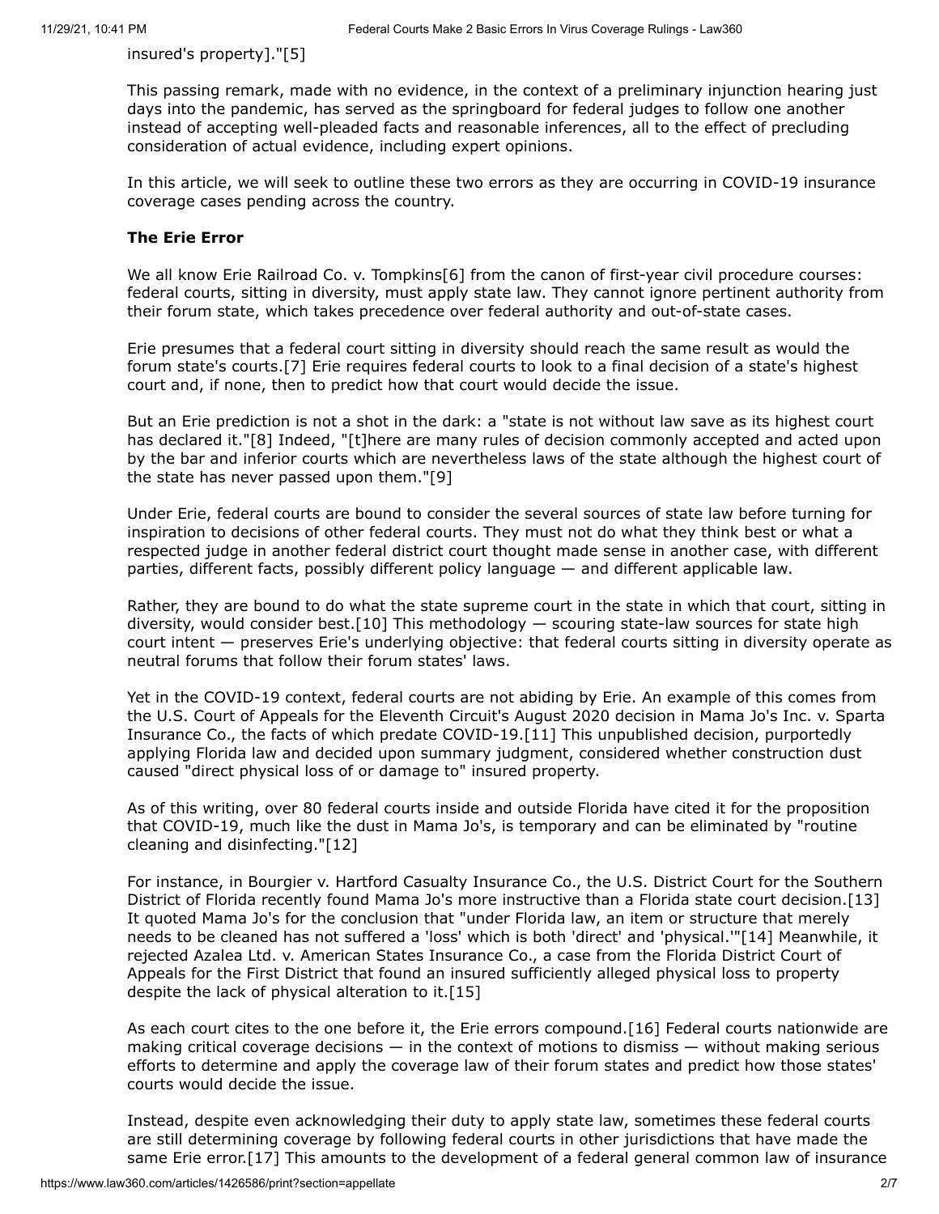insured's property]."[5]

This passing remark, made with no evidence, in the context of a preliminary injunction hearing just days into the pandemic, has served as the springboard for federal judges to follow one another instead of accepting well-pleaded facts and reasonable inferences, all to the effect of precluding consideration of actual evidence, including expert opinions.

In this article, we will seek to outline these two errors as they are occurring in COVID-19 insurance coverage cases pending across the country.

**The Erie Error**

We all know Erie Railroad Co. v. Tompkins[6] from the canon of first-year civil procedure courses: federal courts, sitting in diversity, must apply state law. They cannot ignore pertinent authority from their forum state, which takes precedence over federal authority and out-of-state cases.

Erie presumes that a federal court sitting in diversity should reach the same result as would the forum state's courts.[7] Erie requires federal courts to look to a final decision of a state's highest court and, if none, then to predict how that court would decide the issue.

But an Erie prediction is not a shot in the dark: a "state is not without law save as its highest court has declared it."[8] Indeed, "[t]here are many rules of decision commonly accepted and acted upon by the bar and inferior courts which are nevertheless laws of the state although the highest court of the state has never passed upon them."[9]

Under Erie, federal courts are bound to consider the several sources of state law before turning for inspiration to decisions of other federal courts. They must not do what they think best or what a respected judge in another federal district court thought made sense in another case, with different parties, different facts, possibly different policy language — and different applicable law.

Rather, they are bound to do what the state supreme court in the state in which that court, sitting in diversity, would consider best.[10] This methodology — scouring state-law sources for state high court intent — preserves Erie's underlying objective: that federal courts sitting in diversity operate as neutral forums that follow their forum states' laws.

Yet in the COVID-19 context, federal courts are not abiding by Erie. An example of this comes from the U.S. Court of Appeals for the Eleventh Circuit's August 2020 decision in Mama Jo's Inc. v. Sparta Insurance Co., the facts of which predate COVID-19.[11] This unpublished decision, purportedly applying Florida law and decided upon summary judgment, considered whether construction dust caused "direct physical loss of or damage to" insured property.

As of this writing, over 80 federal courts inside and outside Florida have cited it for the proposition that COVID-19, much like the dust in Mama Jo's, is temporary and can be eliminated by "routine cleaning and disinfecting."[12]

For instance, in Bourgier v. Hartford Casualty Insurance Co., the U.S. District Court for the Southern District of Florida recently found Mama Jo's more instructive than a Florida state court decision.[13] It quoted Mama Jo's for the conclusion that "under Florida law, an item or structure that merely needs to be cleaned has not suffered a 'loss' which is both 'direct' and 'physical.'"[14] Meanwhile, it rejected Azalea Ltd. v. American States Insurance Co., a case from the Florida District Court of Appeals for the First District that found an insured sufficiently alleged physical loss to property despite the lack of physical alteration to it.[15]

As each court cites to the one before it, the Erie errors compound.[16] Federal courts nationwide are making critical coverage decisions — in the context of motions to dismiss — without making serious efforts to determine and apply the coverage law of their forum states and predict how those states' courts would decide the issue.

Instead, despite even acknowledging their duty to apply state law, sometimes these federal courts are still determining coverage by following federal courts in other jurisdictions that have made the same Erie error.[17] This amounts to the development of a federal general common law of insurance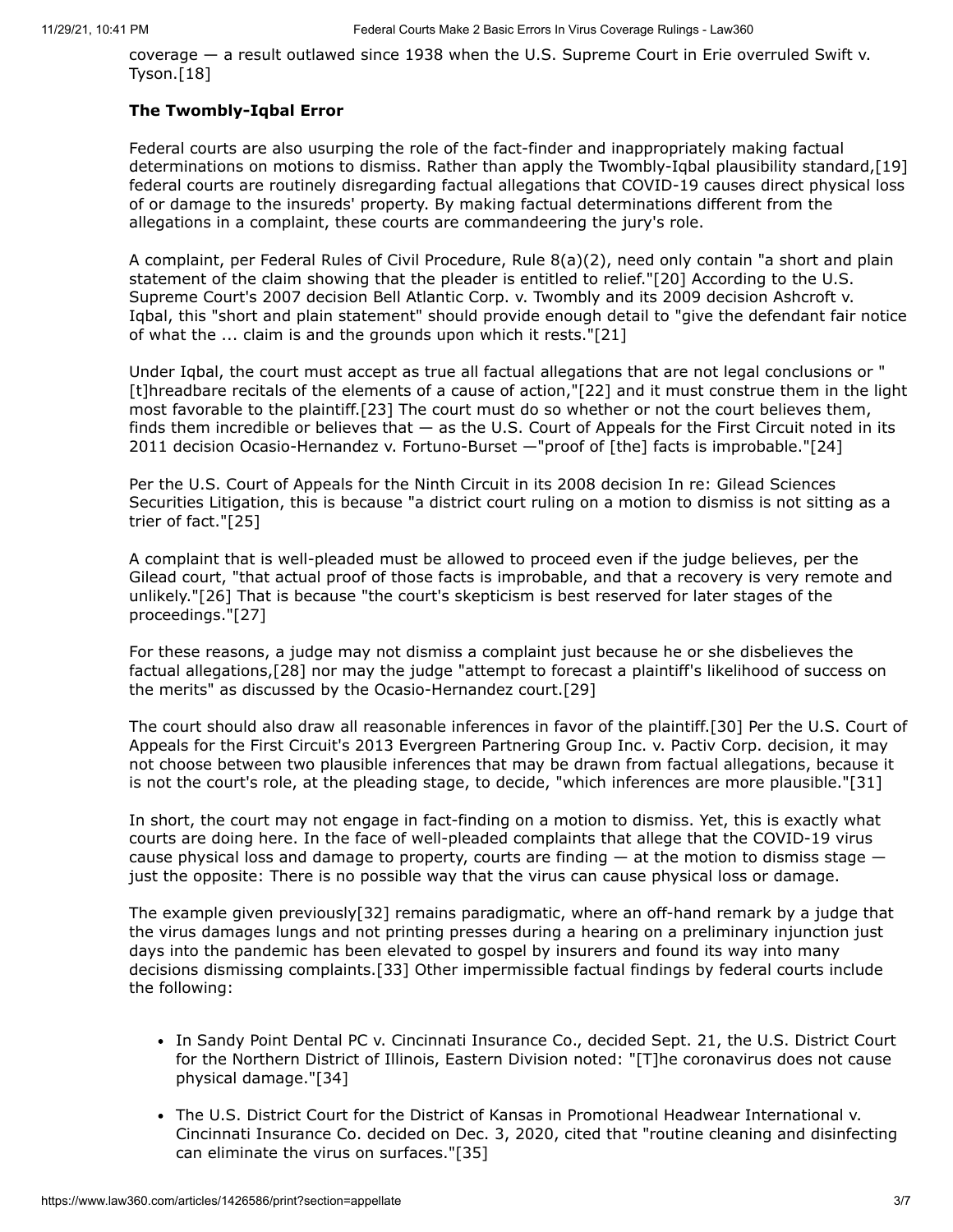coverage — a result outlawed since 1938 when the U.S. Supreme Court in Erie overruled Swift v. Tyson.[18]

**The Twombly-Iqbal Error**

Federal courts are also usurping the role of the fact-finder and inappropriately making factual determinations on motions to dismiss. Rather than apply the Twombly-Iqbal plausibility standard,[19] federal courts are routinely disregarding factual allegations that COVID-19 causes direct physical loss of or damage to the insureds' property. By making factual determinations different from the allegations in a complaint, these courts are commandeering the jury's role.

A complaint, per Federal Rules of Civil Procedure, Rule 8(a)(2), need only contain "a short and plain statement of the claim showing that the pleader is entitled to relief."[20] According to the U.S. Supreme Court's 2007 decision Bell Atlantic Corp. v. Twombly and its 2009 decision Ashcroft v. Iqbal, this "short and plain statement" should provide enough detail to "give the defendant fair notice of what the ... claim is and the grounds upon which it rests."[21]

Under Iqbal, the court must accept as true all factual allegations that are not legal conclusions or "[t]hreadbare recitals of the elements of a cause of action,"[22] and it must construe them in the light most favorable to the plaintiff.[23] The court must do so whether or not the court believes them, finds them incredible or believes that — as the U.S. Court of Appeals for the First Circuit noted in its 2011 decision Ocasio-Hernandez v. Fortuno-Burset —"proof of [the] facts is improbable."[24]

Per the U.S. Court of Appeals for the Ninth Circuit in its 2008 decision In re: Gilead Sciences Securities Litigation, this is because "a district court ruling on a motion to dismiss is not sitting as a trier of fact."[25]

A complaint that is well-pleaded must be allowed to proceed even if the judge believes, per the Gilead court, "that actual proof of those facts is improbable, and that a recovery is very remote and unlikely."[26] That is because "the court's skepticism is best reserved for later stages of the proceedings."[27]

For these reasons, a judge may not dismiss a complaint just because he or she disbelieves the factual allegations,[28] nor may the judge "attempt to forecast a plaintiff's likelihood of success on the merits" as discussed by the Ocasio-Hernandez court.[29]

The court should also draw all reasonable inferences in favor of the plaintiff.[30] Per the U.S. Court of Appeals for the First Circuit's 2013 Evergreen Partnering Group Inc. v. Pactiv Corp. decision, it may not choose between two plausible inferences that may be drawn from factual allegations, because it is not the court's role, at the pleading stage, to decide, "which inferences are more plausible."[31]

In short, the court may not engage in fact-finding on a motion to dismiss. Yet, this is exactly what courts are doing here. In the face of well-pleaded complaints that allege that the COVID-19 virus cause physical loss and damage to property, courts are finding — at the motion to dismiss stage — just the opposite: There is no possible way that the virus can cause physical loss or damage.

The example given previously[32] remains paradigmatic, where an off-hand remark by a judge that the virus damages lungs and not printing presses during a hearing on a preliminary injunction just days into the pandemic has been elevated to gospel by insurers and found its way into many decisions dismissing complaints.[33] Other impermissible factual findings by federal courts include the following:

- In Sandy Point Dental PC v. Cincinnati Insurance Co., decided Sept. 21, the U.S. District Court for the Northern District of Illinois, Eastern Division noted: "[T]he coronavirus does not cause physical damage."[34]
- The U.S. District Court for the District of Kansas in Promotional Headwear International v. Cincinnati Insurance Co. decided on Dec. 3, 2020, cited that "routine cleaning and disinfecting can eliminate the virus on surfaces."[35]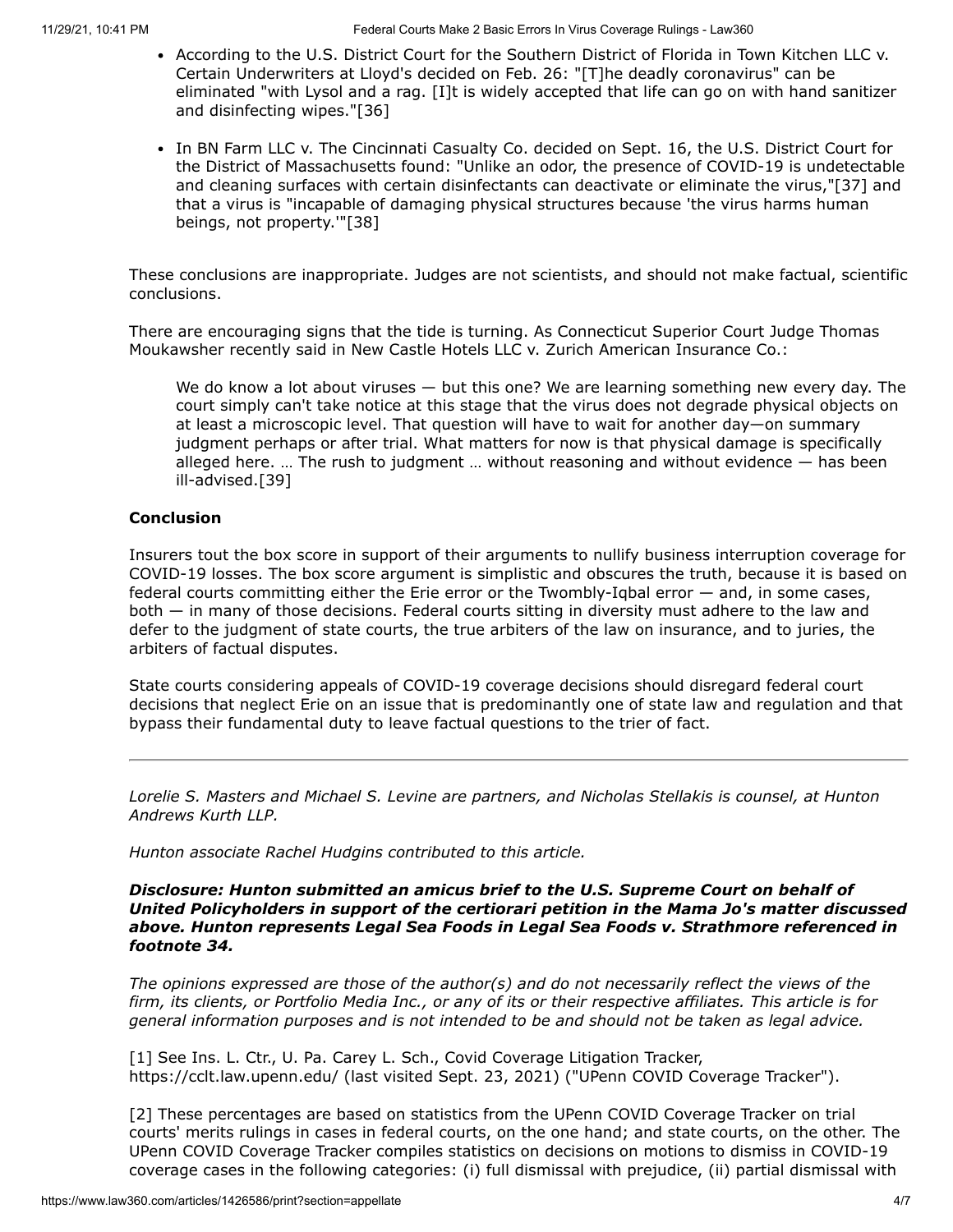- According to the U.S. District Court for the Southern District of Florida in Town Kitchen LLC v. Certain Underwriters at Lloyd's decided on Feb. 26: "[T]he deadly coronavirus" can be eliminated "with Lysol and a rag. [I]t is widely accepted that life can go on with hand sanitizer and disinfecting wipes."[36]

- In BN Farm LLC v. The Cincinnati Casualty Co. decided on Sept. 16, the U.S. District Court for the District of Massachusetts found: "Unlike an odor, the presence of COVID-19 is undetectable and cleaning surfaces with certain disinfectants can deactivate or eliminate the virus,"[37] and that a virus is "incapable of damaging physical structures because 'the virus harms human beings, not property.'"[38]

These conclusions are inappropriate. Judges are not scientists, and should not make factual, scientific conclusions.

There are encouraging signs that the tide is turning. As Connecticut Superior Court Judge Thomas Moukawsher recently said in New Castle Hotels LLC v. Zurich American Insurance Co.:

> We do know a lot about viruses — but this one? We are learning something new every day. The court simply can't take notice at this stage that the virus does not degrade physical objects on at least a microscopic level. That question will have to wait for another day—on summary judgment perhaps or after trial. What matters for now is that physical damage is specifically alleged here. … The rush to judgment … without reasoning and without evidence — has been ill-advised.[39]

### Conclusion

Insurers tout the box score in support of their arguments to nullify business interruption coverage for COVID-19 losses. The box score argument is simplistic and obscures the truth, because it is based on federal courts committing either the Erie error or the Twombly-Iqbal error — and, in some cases, both — in many of those decisions. Federal courts sitting in diversity must adhere to the law and defer to the judgment of state courts, the true arbiters of the law on insurance, and to juries, the arbiters of factual disputes.

State courts considering appeals of COVID-19 coverage decisions should disregard federal court decisions that neglect Erie on an issue that is predominantly one of state law and regulation and that bypass their fundamental duty to leave factual questions to the trier of fact.

---

*Lorelie S. Masters and Michael S. Levine are partners, and Nicholas Stellakis is counsel, at Hunton Andrews Kurth LLP.*

*Hunton associate Rachel Hudgins contributed to this article.*

***Disclosure: Hunton submitted an amicus brief to the U.S. Supreme Court on behalf of United Policyholders in support of the certiorari petition in the Mama Jo's matter discussed above. Hunton represents Legal Sea Foods in Legal Sea Foods v. Strathmore referenced in footnote 34.***

*The opinions expressed are those of the author(s) and do not necessarily reflect the views of the firm, its clients, or Portfolio Media Inc., or any of its or their respective affiliates. This article is for general information purposes and is not intended to be and should not be taken as legal advice.*

[1] See Ins. L. Ctr., U. Pa. Carey L. Sch., Covid Coverage Litigation Tracker, https://cclt.law.upenn.edu/ (last visited Sept. 23, 2021) ("UPenn COVID Coverage Tracker").

[2] These percentages are based on statistics from the UPenn COVID Coverage Tracker on trial courts' merits rulings in cases in federal courts, on the one hand; and state courts, on the other. The UPenn COVID Coverage Tracker compiles statistics on decisions on motions to dismiss in COVID-19 coverage cases in the following categories: (i) full dismissal with prejudice, (ii) partial dismissal with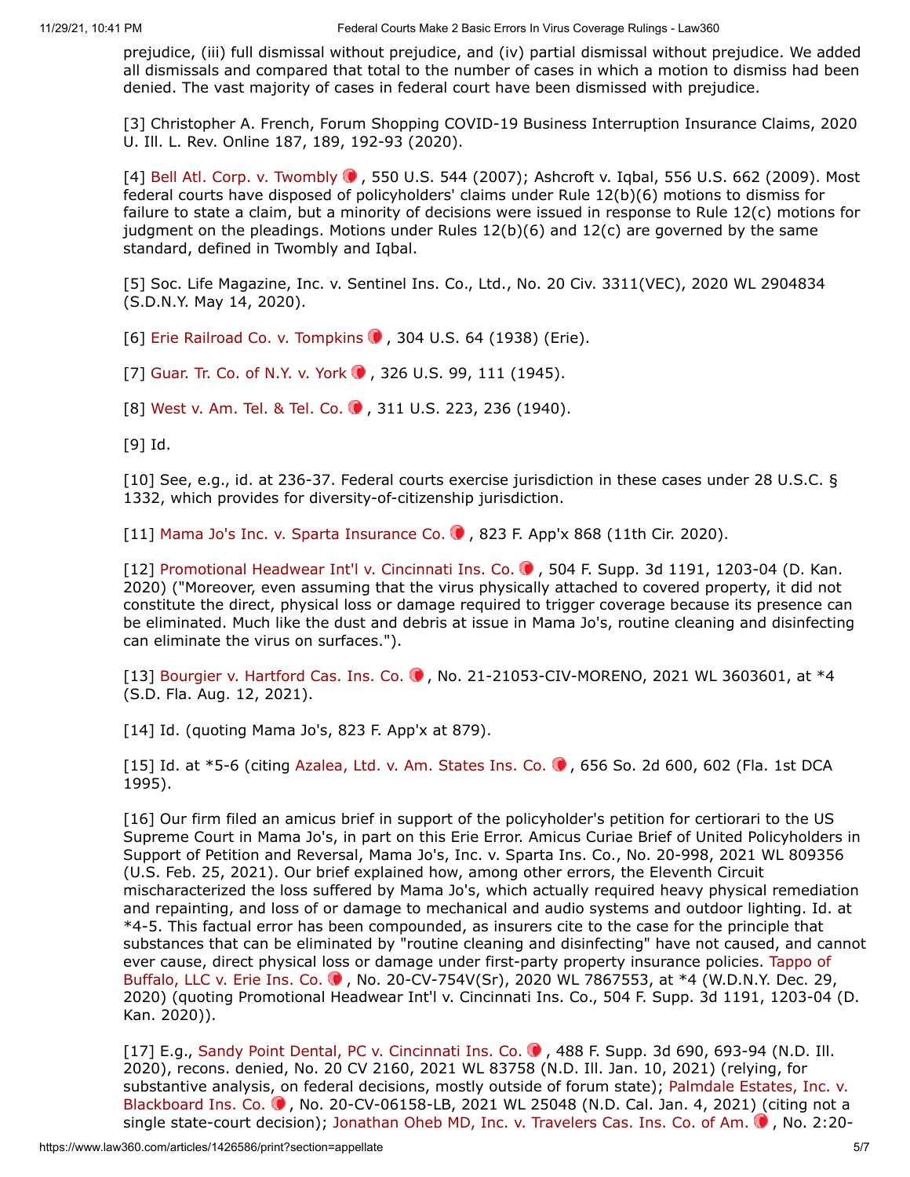prejudice, (iii) full dismissal without prejudice, and (iv) partial dismissal without prejudice. We added all dismissals and compared that total to the number of cases in which a motion to dismiss had been denied. The vast majority of cases in federal court have been dismissed with prejudice.

[3] Christopher A. French, Forum Shopping COVID-19 Business Interruption Insurance Claims, 2020 U. Ill. L. Rev. Online 187, 189, 192-93 (2020).

[4] Bell Atl. Corp. v. Twombly, 550 U.S. 544 (2007); Ashcroft v. Iqbal, 556 U.S. 662 (2009). Most federal courts have disposed of policyholders' claims under Rule 12(b)(6) motions to dismiss for failure to state a claim, but a minority of decisions were issued in response to Rule 12(c) motions for judgment on the pleadings. Motions under Rules 12(b)(6) and 12(c) are governed by the same standard, defined in Twombly and Iqbal.

[5] Soc. Life Magazine, Inc. v. Sentinel Ins. Co., Ltd., No. 20 Civ. 3311(VEC), 2020 WL 2904834 (S.D.N.Y. May 14, 2020).

[6] Erie Railroad Co. v. Tompkins, 304 U.S. 64 (1938) (Erie).

[7] Guar. Tr. Co. of N.Y. v. York, 326 U.S. 99, 111 (1945).

[8] West v. Am. Tel. & Tel. Co., 311 U.S. 223, 236 (1940).

[9] Id.

[10] See, e.g., id. at 236-37. Federal courts exercise jurisdiction in these cases under 28 U.S.C. § 1332, which provides for diversity-of-citizenship jurisdiction.

[11] Mama Jo's Inc. v. Sparta Insurance Co., 823 F. App'x 868 (11th Cir. 2020).

[12] Promotional Headwear Int'l v. Cincinnati Ins. Co., 504 F. Supp. 3d 1191, 1203-04 (D. Kan. 2020) ("Moreover, even assuming that the virus physically attached to covered property, it did not constitute the direct, physical loss or damage required to trigger coverage because its presence can be eliminated. Much like the dust and debris at issue in Mama Jo's, routine cleaning and disinfecting can eliminate the virus on surfaces.").

[13] Bourgier v. Hartford Cas. Ins. Co., No. 21-21053-CIV-MORENO, 2021 WL 3603601, at *4 (S.D. Fla. Aug. 12, 2021).

[14] Id. (quoting Mama Jo's, 823 F. App'x at 879).

[15] Id. at *5-6 (citing Azalea, Ltd. v. Am. States Ins. Co., 656 So. 2d 600, 602 (Fla. 1st DCA 1995).

[16] Our firm filed an amicus brief in support of the policyholder's petition for certiorari to the US Supreme Court in Mama Jo's, in part on this Erie Error. Amicus Curiae Brief of United Policyholders in Support of Petition and Reversal, Mama Jo's, Inc. v. Sparta Ins. Co., No. 20-998, 2021 WL 809356 (U.S. Feb. 25, 2021). Our brief explained how, among other errors, the Eleventh Circuit mischaracterized the loss suffered by Mama Jo's, which actually required heavy physical remediation and repainting, and loss of or damage to mechanical and audio systems and outdoor lighting. Id. at *4-5. This factual error has been compounded, as insurers cite to the case for the principle that substances that can be eliminated by "routine cleaning and disinfecting" have not caused, and cannot ever cause, direct physical loss or damage under first-party property insurance policies. Tappo of Buffalo, LLC v. Erie Ins. Co., No. 20-CV-754V(Sr), 2020 WL 7867553, at *4 (W.D.N.Y. Dec. 29, 2020) (quoting Promotional Headwear Int'l v. Cincinnati Ins. Co., 504 F. Supp. 3d 1191, 1203-04 (D. Kan. 2020)).

[17] E.g., Sandy Point Dental, PC v. Cincinnati Ins. Co., 488 F. Supp. 3d 690, 693-94 (N.D. Ill. 2020), recons. denied, No. 20 CV 2160, 2021 WL 83758 (N.D. Ill. Jan. 10, 2021) (relying, for substantive analysis, on federal decisions, mostly outside of forum state); Palmdale Estates, Inc. v. Blackboard Ins. Co., No. 20-CV-06158-LB, 2021 WL 25048 (N.D. Cal. Jan. 4, 2021) (citing not a single state-court decision); Jonathan Oheb MD, Inc. v. Travelers Cas. Ins. Co. of Am., No. 2:20-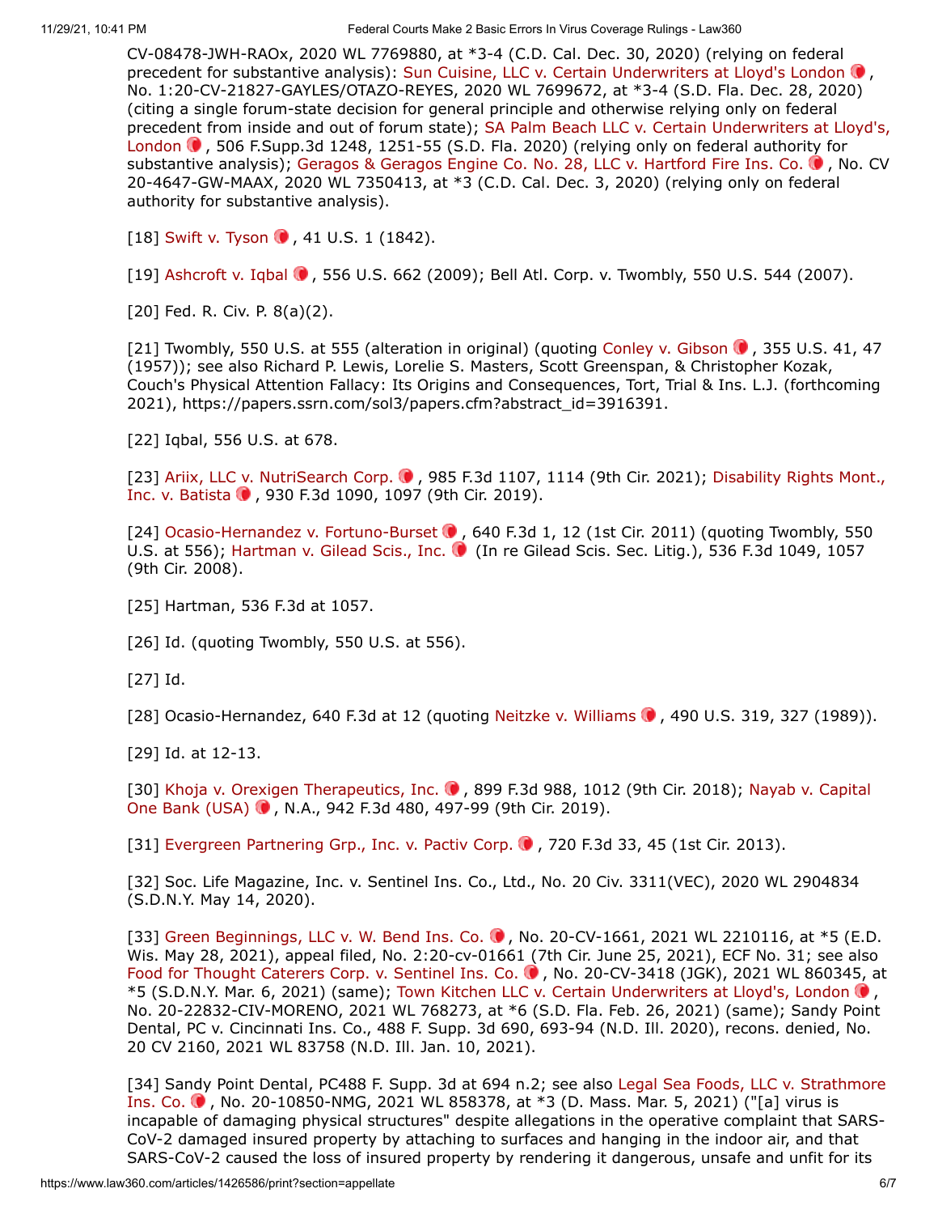CV-08478-JWH-RAOx, 2020 WL 7769880, at *3-4 (C.D. Cal. Dec. 30, 2020) (relying on federal precedent for substantive analysis): Sun Cuisine, LLC v. Certain Underwriters at Lloyd's London, No. 1:20-CV-21827-GAYLES/OTAZO-REYES, 2020 WL 7699672, at *3-4 (S.D. Fla. Dec. 28, 2020) (citing a single forum-state decision for general principle and otherwise relying only on federal precedent from inside and out of forum state); SA Palm Beach LLC v. Certain Underwriters at Lloyd's, London, 506 F.Supp.3d 1248, 1251-55 (S.D. Fla. 2020) (relying only on federal authority for substantive analysis); Geragos & Geragos Engine Co. No. 28, LLC v. Hartford Fire Ins. Co., No. CV 20-4647-GW-MAAX, 2020 WL 7350413, at *3 (C.D. Cal. Dec. 3, 2020) (relying only on federal authority for substantive analysis).

[18] Swift v. Tyson, 41 U.S. 1 (1842).

[19] Ashcroft v. Iqbal, 556 U.S. 662 (2009); Bell Atl. Corp. v. Twombly, 550 U.S. 544 (2007).

[20] Fed. R. Civ. P. 8(a)(2).

[21] Twombly, 550 U.S. at 555 (alteration in original) (quoting Conley v. Gibson, 355 U.S. 41, 47 (1957)); see also Richard P. Lewis, Lorelie S. Masters, Scott Greenspan, & Christopher Kozak, Couch's Physical Attention Fallacy: Its Origins and Consequences, Tort, Trial & Ins. L.J. (forthcoming 2021), https://papers.ssrn.com/sol3/papers.cfm?abstract_id=3916391.

[22] Iqbal, 556 U.S. at 678.

[23] Ariix, LLC v. NutriSearch Corp., 985 F.3d 1107, 1114 (9th Cir. 2021); Disability Rights Mont., Inc. v. Batista, 930 F.3d 1090, 1097 (9th Cir. 2019).

[24] Ocasio-Hernandez v. Fortuno-Burset, 640 F.3d 1, 12 (1st Cir. 2011) (quoting Twombly, 550 U.S. at 556); Hartman v. Gilead Scis., Inc. (In re Gilead Scis. Sec. Litig.), 536 F.3d 1049, 1057 (9th Cir. 2008).

[25] Hartman, 536 F.3d at 1057.

[26] Id. (quoting Twombly, 550 U.S. at 556).

[27] Id.

[28] Ocasio-Hernandez, 640 F.3d at 12 (quoting Neitzke v. Williams, 490 U.S. 319, 327 (1989)).

[29] Id. at 12-13.

[30] Khoja v. Orexigen Therapeutics, Inc., 899 F.3d 988, 1012 (9th Cir. 2018); Nayab v. Capital One Bank (USA), N.A., 942 F.3d 480, 497-99 (9th Cir. 2019).

[31] Evergreen Partnering Grp., Inc. v. Pactiv Corp., 720 F.3d 33, 45 (1st Cir. 2013).

[32] Soc. Life Magazine, Inc. v. Sentinel Ins. Co., Ltd., No. 20 Civ. 3311(VEC), 2020 WL 2904834 (S.D.N.Y. May 14, 2020).

[33] Green Beginnings, LLC v. W. Bend Ins. Co., No. 20-CV-1661, 2021 WL 2210116, at *5 (E.D. Wis. May 28, 2021), appeal filed, No. 2:20-cv-01661 (7th Cir. June 25, 2021), ECF No. 31; see also Food for Thought Caterers Corp. v. Sentinel Ins. Co., No. 20-CV-3418 (JGK), 2021 WL 860345, at *5 (S.D.N.Y. Mar. 6, 2021) (same); Town Kitchen LLC v. Certain Underwriters at Lloyd's, London, No. 20-22832-CIV-MORENO, 2021 WL 768273, at *6 (S.D. Fla. Feb. 26, 2021) (same); Sandy Point Dental, PC v. Cincinnati Ins. Co., 488 F. Supp. 3d 690, 693-94 (N.D. Ill. 2020), recons. denied, No. 20 CV 2160, 2021 WL 83758 (N.D. Ill. Jan. 10, 2021).

[34] Sandy Point Dental, PC488 F. Supp. 3d at 694 n.2; see also Legal Sea Foods, LLC v. Strathmore Ins. Co., No. 20-10850-NMG, 2021 WL 858378, at *3 (D. Mass. Mar. 5, 2021) ("[a] virus is incapable of damaging physical structures" despite allegations in the operative complaint that SARS-CoV-2 damaged insured property by attaching to surfaces and hanging in the indoor air, and that SARS-CoV-2 caused the loss of insured property by rendering it dangerous, unsafe and unfit for its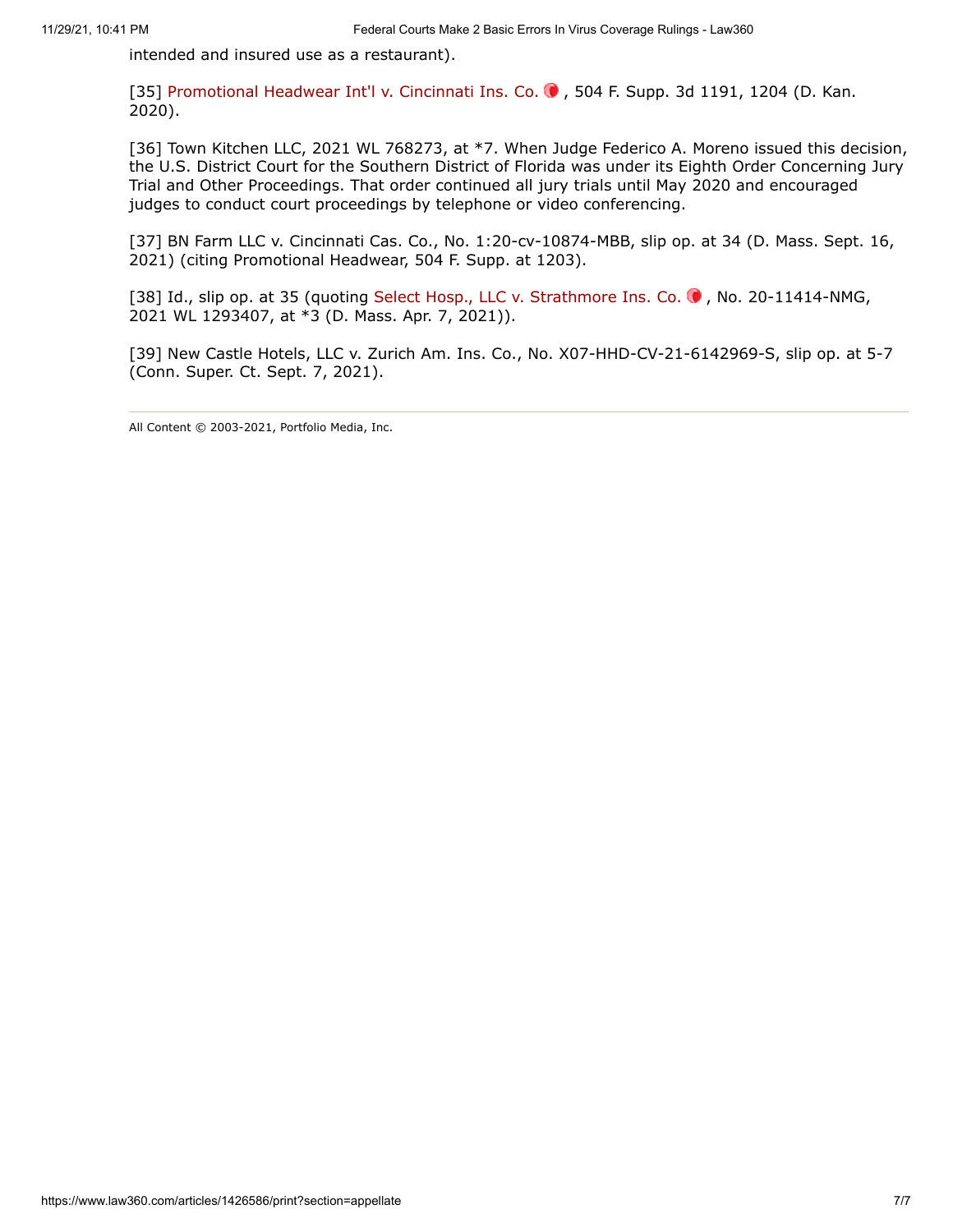intended and insured use as a restaurant).

[35] Promotional Headwear Int'l v. Cincinnati Ins. Co., 504 F. Supp. 3d 1191, 1204 (D. Kan. 2020).

[36] Town Kitchen LLC, 2021 WL 768273, at *7. When Judge Federico A. Moreno issued this decision, the U.S. District Court for the Southern District of Florida was under its Eighth Order Concerning Jury Trial and Other Proceedings. That order continued all jury trials until May 2020 and encouraged judges to conduct court proceedings by telephone or video conferencing.

[37] BN Farm LLC v. Cincinnati Cas. Co., No. 1:20-cv-10874-MBB, slip op. at 34 (D. Mass. Sept. 16, 2021) (citing Promotional Headwear, 504 F. Supp. at 1203).

[38] Id., slip op. at 35 (quoting Select Hosp., LLC v. Strathmore Ins. Co., No. 20-11414-NMG, 2021 WL 1293407, at *3 (D. Mass. Apr. 7, 2021)).

[39] New Castle Hotels, LLC v. Zurich Am. Ins. Co., No. X07-HHD-CV-21-6142969-S, slip op. at 5-7 (Conn. Super. Ct. Sept. 7, 2021).

All Content © 2003-2021, Portfolio Media, Inc.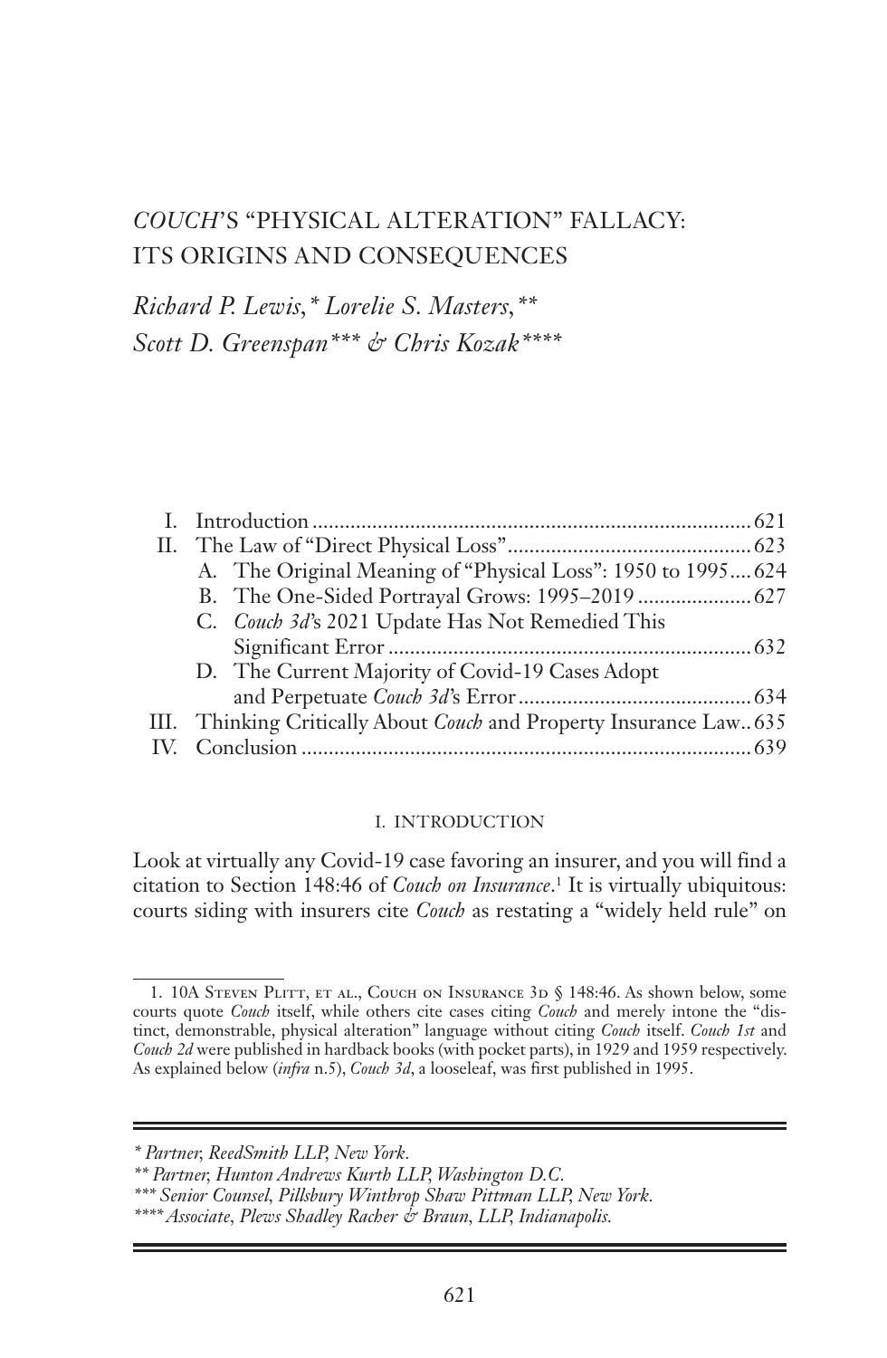# *COUCH*'S "PHYSICAL ALTERATION" FALLACY: ITS ORIGINS AND CONSEQUENCES

*Richard P. Lewis,\* Lorelie S. Masters,\*\* Scott D. Greenspan\*\*\* & Chris Kozak\*\*\*\**

| | | |
|---|---|---|
| I. | Introduction | 621 |
| II. | The Law of "Direct Physical Loss" | 623 |
| | A. The Original Meaning of "Physical Loss": 1950 to 1995 | 624 |
| | B. The One-Sided Portrayal Grows: 1995–2019 | 627 |
| | C. *Couch 3d*'s 2021 Update Has Not Remedied This Significant Error | 632 |
| | D. The Current Majority of Covid-19 Cases Adopt and Perpetuate *Couch 3d*'s Error | 634 |
| III. | Thinking Critically About *Couch* and Property Insurance Law | 635 |
| IV. | Conclusion | 639 |

## I. INTRODUCTION

Look at virtually any Covid-19 case favoring an insurer, and you will find a citation to Section 148:46 of *Couch on Insurance*.[1] It is virtually ubiquitous: courts siding with insurers cite *Couch* as restating a "widely held rule" on

---

1. 10A Steven Plitt, et al., Couch on Insurance 3d § 148:46. As shown below, some courts quote *Couch* itself, while others cite cases citing *Couch* and merely intone the "distinct, demonstrable, physical alteration" language without citing *Couch* itself. *Couch 1st* and *Couch 2d* were published in hardback books (with pocket parts), in 1929 and 1959 respectively. As explained below (*infra* n.5), *Couch 3d*, a looseleaf, was first published in 1995.

---

\* *Partner, ReedSmith LLP, New York.*

\*\* *Partner, Hunton Andrews Kurth LLP, Washington D.C.*

\*\*\* *Senior Counsel, Pillsbury Winthrop Shaw Pittman LLP, New York.*

\*\*\*\* *Associate, Plews Shadley Racher & Braun, LLP, Indianapolis.*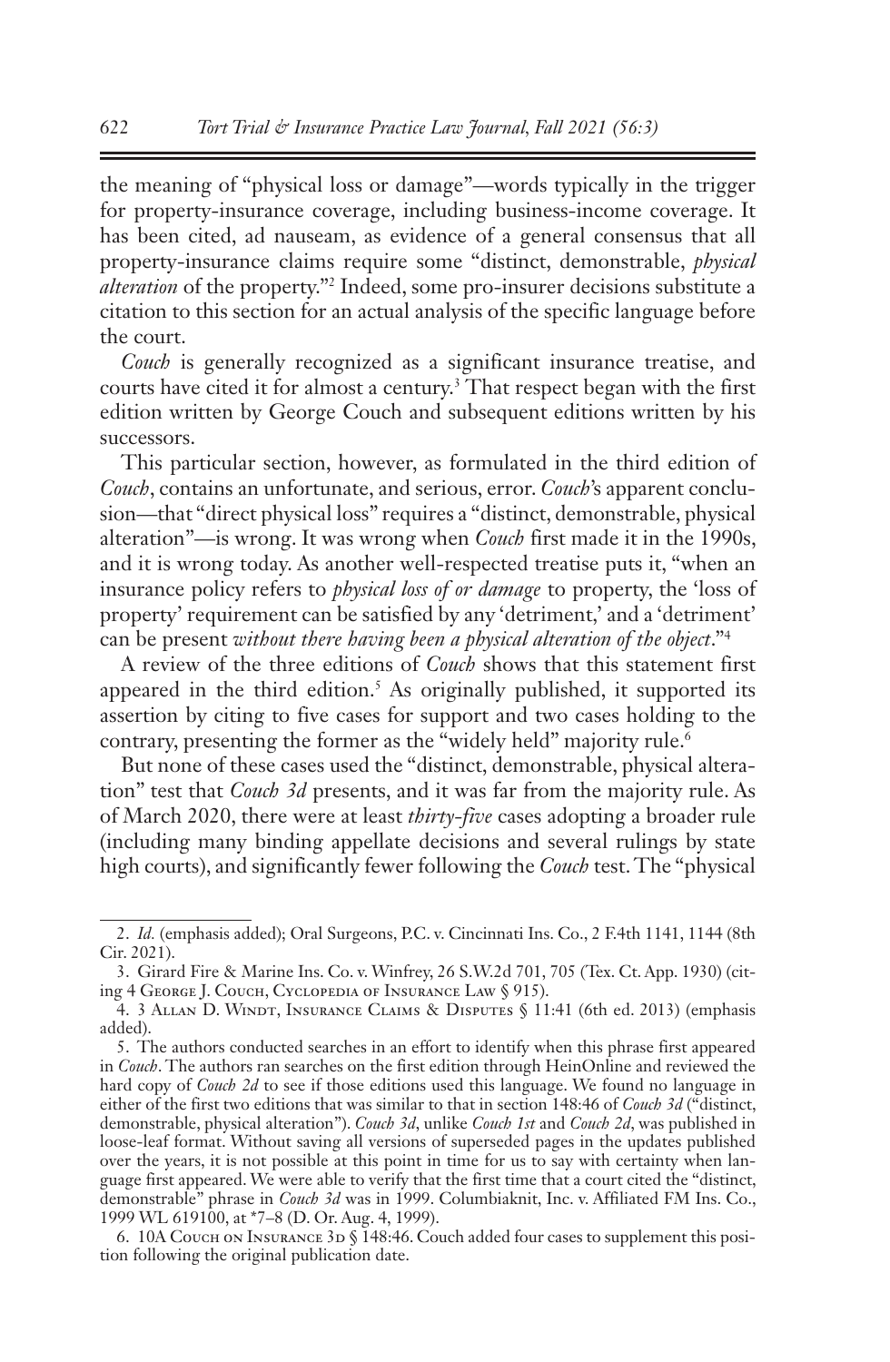the meaning of "physical loss or damage"—words typically in the trigger for property-insurance coverage, including business-income coverage. It has been cited, ad nauseam, as evidence of a general consensus that all property-insurance claims require some "distinct, demonstrable, *physical alteration* of the property."[2] Indeed, some pro-insurer decisions substitute a citation to this section for an actual analysis of the specific language before the court.

*Couch* is generally recognized as a significant insurance treatise, and courts have cited it for almost a century.[3] That respect began with the first edition written by George Couch and subsequent editions written by his successors.

This particular section, however, as formulated in the third edition of *Couch*, contains an unfortunate, and serious, error. *Couch*'s apparent conclusion—that "direct physical loss" requires a "distinct, demonstrable, physical alteration"—is wrong. It was wrong when *Couch* first made it in the 1990s, and it is wrong today. As another well-respected treatise puts it, "when an insurance policy refers to *physical loss of or damage* to property, the 'loss of property' requirement can be satisfied by any 'detriment,' and a 'detriment' can be present *without there having been a physical alteration of the object*."[4]

A review of the three editions of *Couch* shows that this statement first appeared in the third edition.[5] As originally published, it supported its assertion by citing to five cases for support and two cases holding to the contrary, presenting the former as the "widely held" majority rule.[6]

But none of these cases used the "distinct, demonstrable, physical alteration" test that *Couch 3d* presents, and it was far from the majority rule. As of March 2020, there were at least *thirty-five* cases adopting a broader rule (including many binding appellate decisions and several rulings by state high courts), and significantly fewer following the *Couch* test. The "physical

---

2. *Id.* (emphasis added); Oral Surgeons, P.C. v. Cincinnati Ins. Co., 2 F.4th 1141, 1144 (8th Cir. 2021).

3. Girard Fire & Marine Ins. Co. v. Winfrey, 26 S.W.2d 701, 705 (Tex. Ct. App. 1930) (citing 4 George J. Couch, Cyclopedia of Insurance Law § 915).

4. 3 Allan D. Windt, Insurance Claims & Disputes § 11:41 (6th ed. 2013) (emphasis added).

5. The authors conducted searches in an effort to identify when this phrase first appeared in *Couch*. The authors ran searches on the first edition through HeinOnline and reviewed the hard copy of *Couch 2d* to see if those editions used this language. We found no language in either of the first two editions that was similar to that in section 148:46 of *Couch 3d* ("distinct, demonstrable, physical alteration"). *Couch 3d*, unlike *Couch 1st* and *Couch 2d*, was published in loose-leaf format. Without saving all versions of superseded pages in the updates published over the years, it is not possible at this point in time for us to say with certainty when language first appeared. We were able to verify that the first time that a court cited the "distinct, demonstrable" phrase in *Couch 3d* was in 1999. Columbiaknit, Inc. v. Affiliated FM Ins. Co., 1999 WL 619100, at *7–8 (D. Or. Aug. 4, 1999).

6. 10A Couch on Insurance 3d § 148:46. Couch added four cases to supplement this position following the original publication date.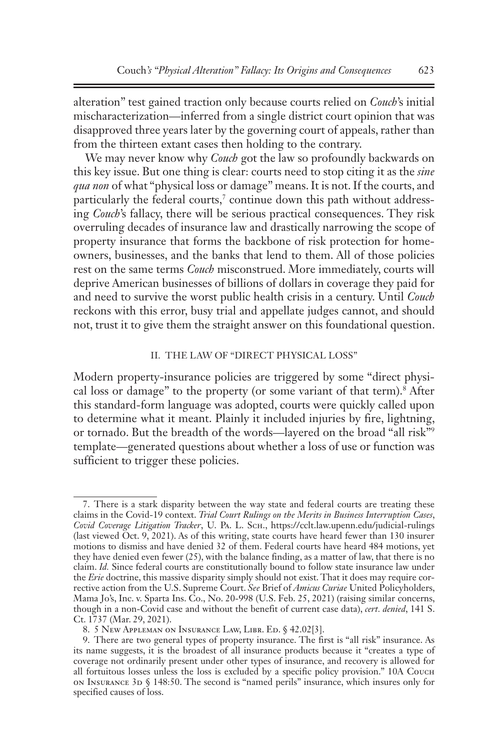alteration" test gained traction only because courts relied on *Couch*'s initial mischaracterization—inferred from a single district court opinion that was disapproved three years later by the governing court of appeals, rather than from the thirteen extant cases then holding to the contrary.

We may never know why *Couch* got the law so profoundly backwards on this key issue. But one thing is clear: courts need to stop citing it as the *sine qua non* of what "physical loss or damage" means. It is not. If the courts, and particularly the federal courts,[7] continue down this path without addressing *Couch*'s fallacy, there will be serious practical consequences. They risk overruling decades of insurance law and drastically narrowing the scope of property insurance that forms the backbone of risk protection for homeowners, businesses, and the banks that lend to them. All of those policies rest on the same terms *Couch* misconstrued. More immediately, courts will deprive American businesses of billions of dollars in coverage they paid for and need to survive the worst public health crisis in a century. Until *Couch* reckons with this error, busy trial and appellate judges cannot, and should not, trust it to give them the straight answer on this foundational question.

## II. THE LAW OF "DIRECT PHYSICAL LOSS"

Modern property-insurance policies are triggered by some "direct physical loss or damage" to the property (or some variant of that term).[8] After this standard-form language was adopted, courts were quickly called upon to determine what it meant. Plainly it included injuries by fire, lightning, or tornado. But the breadth of the words—layered on the broad "all risk"[9] template—generated questions about whether a loss of use or function was sufficient to trigger these policies.

---

7. There is a stark disparity between the way state and federal courts are treating these claims in the Covid-19 context. *Trial Court Rulings on the Merits in Business Interruption Cases*, *Covid Coverage Litigation Tracker*, U. Pa. L. Sch., https://cclt.law.upenn.edu/judicial-rulings (last viewed Oct. 9, 2021). As of this writing, state courts have heard fewer than 130 insurer motions to dismiss and have denied 32 of them. Federal courts have heard 484 motions, yet they have denied even fewer (25), with the balance finding, as a matter of law, that there is no claim. *Id.* Since federal courts are constitutionally bound to follow state insurance law under the *Erie* doctrine, this massive disparity simply should not exist. That it does may require corrective action from the U.S. Supreme Court. *See* Brief of *Amicus Curiae* United Policyholders, Mama Jo's, Inc. v. Sparta Ins. Co., No. 20-998 (U.S. Feb. 25, 2021) (raising similar concerns, though in a non-Covid case and without the benefit of current case data), *cert. denied*, 141 S. Ct. 1737 (Mar. 29, 2021).

8. 5 New Appleman on Insurance Law, Libr. Ed. § 42.02[3].

9. There are two general types of property insurance. The first is "all risk" insurance. As its name suggests, it is the broadest of all insurance products because it "creates a type of coverage not ordinarily present under other types of insurance, and recovery is allowed for all fortuitous losses unless the loss is excluded by a specific policy provision." 10A Couch on Insurance 3d § 148:50. The second is "named perils" insurance, which insures only for specified causes of loss.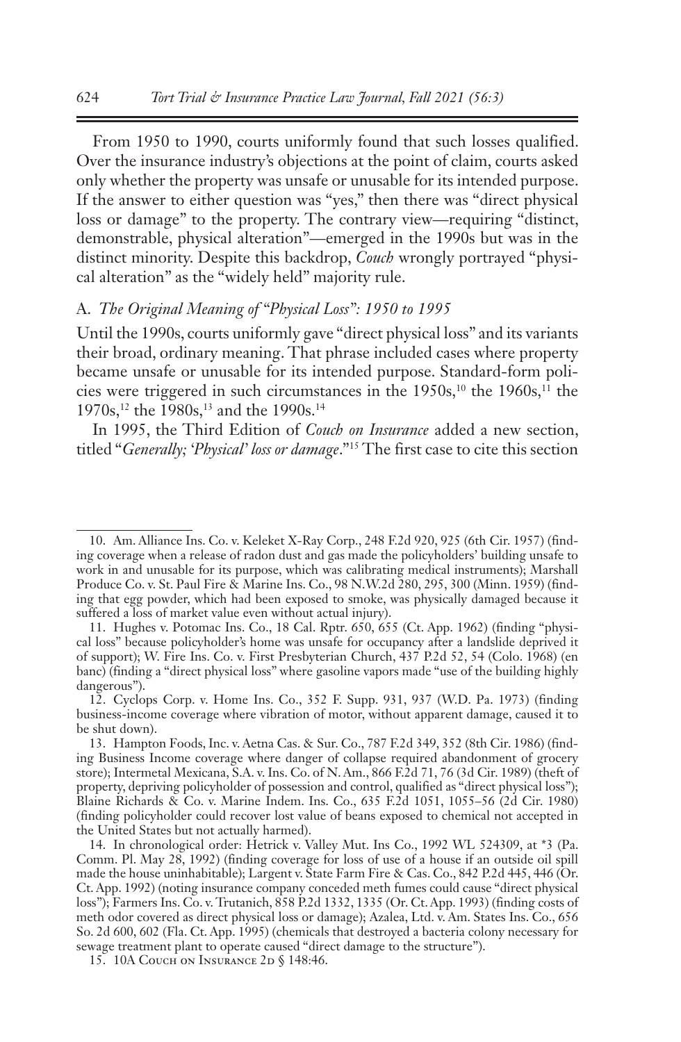From 1950 to 1990, courts uniformly found that such losses qualified. Over the insurance industry's objections at the point of claim, courts asked only whether the property was unsafe or unusable for its intended purpose. If the answer to either question was "yes," then there was "direct physical loss or damage" to the property. The contrary view—requiring "distinct, demonstrable, physical alteration"—emerged in the 1990s but was in the distinct minority. Despite this backdrop, *Couch* wrongly portrayed "physical alteration" as the "widely held" majority rule.

### A. *The Original Meaning of "Physical Loss": 1950 to 1995*

Until the 1990s, courts uniformly gave "direct physical loss" and its variants their broad, ordinary meaning. That phrase included cases where property became unsafe or unusable for its intended purpose. Standard-form policies were triggered in such circumstances in the 1950s,[10] the 1960s,[11] the 1970s,[12] the 1980s,[13] and the 1990s.[14]

In 1995, the Third Edition of *Couch on Insurance* added a new section, titled "*Generally; 'Physical' loss or damage*."[15] The first case to cite this section

---

10. Am. Alliance Ins. Co. v. Keleket X-Ray Corp., 248 F.2d 920, 925 (6th Cir. 1957) (finding coverage when a release of radon dust and gas made the policyholders' building unsafe to work in and unusable for its purpose, which was calibrating medical instruments); Marshall Produce Co. v. St. Paul Fire & Marine Ins. Co., 98 N.W.2d 280, 295, 300 (Minn. 1959) (finding that egg powder, which had been exposed to smoke, was physically damaged because it suffered a loss of market value even without actual injury).

11. Hughes v. Potomac Ins. Co., 18 Cal. Rptr. 650, 655 (Ct. App. 1962) (finding "physical loss" because policyholder's home was unsafe for occupancy after a landslide deprived it of support); W. Fire Ins. Co. v. First Presbyterian Church, 437 P.2d 52, 54 (Colo. 1968) (en banc) (finding a "direct physical loss" where gasoline vapors made "use of the building highly dangerous").

12. Cyclops Corp. v. Home Ins. Co., 352 F. Supp. 931, 937 (W.D. Pa. 1973) (finding business-income coverage where vibration of motor, without apparent damage, caused it to be shut down).

13. Hampton Foods, Inc. v. Aetna Cas. & Sur. Co., 787 F.2d 349, 352 (8th Cir. 1986) (finding Business Income coverage where danger of collapse required abandonment of grocery store); Intermetal Mexicana, S.A. v. Ins. Co. of N. Am., 866 F.2d 71, 76 (3d Cir. 1989) (theft of property, depriving policyholder of possession and control, qualified as "direct physical loss"); Blaine Richards & Co. v. Marine Indem. Ins. Co., 635 F.2d 1051, 1055–56 (2d Cir. 1980) (finding policyholder could recover lost value of beans exposed to chemical not accepted in the United States but not actually harmed).

14. In chronological order: Hetrick v. Valley Mut. Ins Co., 1992 WL 524309, at *3 (Pa. Comm. Pl. May 28, 1992) (finding coverage for loss of use of a house if an outside oil spill made the house uninhabitable); Largent v. State Farm Fire & Cas. Co., 842 P.2d 445, 446 (Or. Ct. App. 1992) (noting insurance company conceded meth fumes could cause "direct physical loss"); Farmers Ins. Co. v. Trutanich, 858 P.2d 1332, 1335 (Or. Ct. App. 1993) (finding costs of meth odor covered as direct physical loss or damage); Azalea, Ltd. v. Am. States Ins. Co., 656 So. 2d 600, 602 (Fla. Ct. App. 1995) (chemicals that destroyed a bacteria colony necessary for sewage treatment plant to operate caused "direct damage to the structure").

15. 10A Couch on Insurance 2d § 148:46.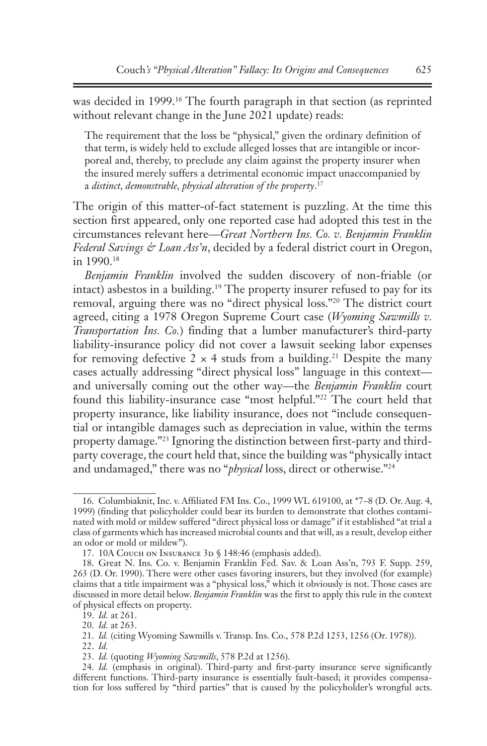was decided in 1999.[16] The fourth paragraph in that section (as reprinted without relevant change in the June 2021 update) reads:

> The requirement that the loss be "physical," given the ordinary definition of that term, is widely held to exclude alleged losses that are intangible or incorporeal and, thereby, to preclude any claim against the property insurer when the insured merely suffers a detrimental economic impact unaccompanied by a *distinct, demonstrable, physical alteration of the property*.[17]

The origin of this matter-of-fact statement is puzzling. At the time this section first appeared, only one reported case had adopted this test in the circumstances relevant here—*Great Northern Ins. Co. v. Benjamin Franklin Federal Savings & Loan Ass'n*, decided by a federal district court in Oregon, in 1990.[18]

*Benjamin Franklin* involved the sudden discovery of non-friable (or intact) asbestos in a building.[19] The property insurer refused to pay for its removal, arguing there was no "direct physical loss."[20] The district court agreed, citing a 1978 Oregon Supreme Court case (*Wyoming Sawmills v. Transportation Ins. Co.*) finding that a lumber manufacturer's third-party liability-insurance policy did not cover a lawsuit seeking labor expenses for removing defective 2 × 4 studs from a building.[21] Despite the many cases actually addressing "direct physical loss" language in this context—and universally coming out the other way—the *Benjamin Franklin* court found this liability-insurance case "most helpful."[22] The court held that property insurance, like liability insurance, does not "include consequential or intangible damages such as depreciation in value, within the terms property damage."[23] Ignoring the distinction between first-party and third-party coverage, the court held that, since the building was "physically intact and undamaged," there was no "*physical* loss, direct or otherwise."[24]

---

16. Columbiaknit, Inc. v. Affiliated FM Ins. Co., 1999 WL 619100, at *7–8 (D. Or. Aug. 4, 1999) (finding that policyholder could bear its burden to demonstrate that clothes contaminated with mold or mildew suffered "direct physical loss or damage" if it established "at trial a class of garments which has increased microbial counts and that will, as a result, develop either an odor or mold or mildew").

17. 10A Couch on Insurance 3d § 148:46 (emphasis added).

18. Great N. Ins. Co. v. Benjamin Franklin Fed. Sav. & Loan Ass'n, 793 F. Supp. 259, 263 (D. Or. 1990). There were other cases favoring insurers, but they involved (for example) claims that a title impairment was a "physical loss," which it obviously is not. Those cases are discussed in more detail below. *Benjamin Franklin* was the first to apply this rule in the context of physical effects on property.

19. *Id.* at 261.

20. *Id.* at 263.

21. *Id.* (citing Wyoming Sawmills v. Transp. Ins. Co., 578 P.2d 1253, 1256 (Or. 1978)).

22. *Id.*

23. *Id.* (quoting *Wyoming Sawmills*, 578 P.2d at 1256).

24. *Id.* (emphasis in original). Third-party and first-party insurance serve significantly different functions. Third-party insurance is essentially fault-based; it provides compensation for loss suffered by "third parties" that is caused by the policyholder's wrongful acts.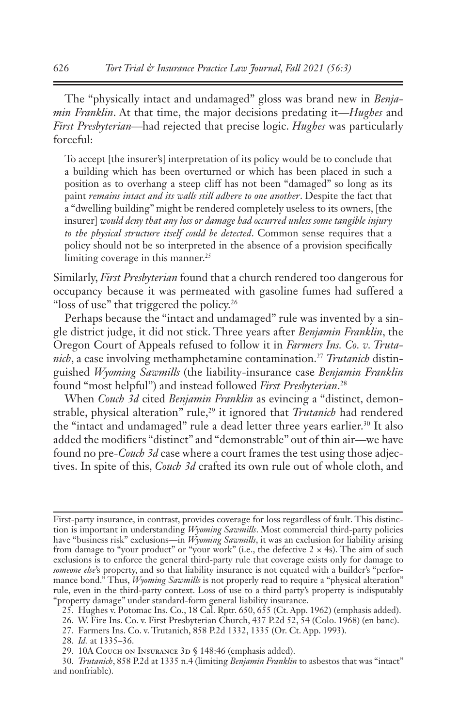The "physically intact and undamaged" gloss was brand new in *Benjamin Franklin*. At that time, the major decisions predating it—*Hughes* and *First Presbyterian*—had rejected that precise logic. *Hughes* was particularly forceful:

> To accept [the insurer's] interpretation of its policy would be to conclude that a building which has been overturned or which has been placed in such a position as to overhang a steep cliff has not been "damaged" so long as its paint *remains intact and its walls still adhere to one another*. Despite the fact that a "dwelling building" might be rendered completely useless to its owners, [the insurer] *would deny that any loss or damage had occurred unless some tangible injury to the physical structure itself could be detected*. Common sense requires that a policy should not be so interpreted in the absence of a provision specifically limiting coverage in this manner.[25]

Similarly, *First Presbyterian* found that a church rendered too dangerous for occupancy because it was permeated with gasoline fumes had suffered a "loss of use" that triggered the policy.[26]

Perhaps because the "intact and undamaged" rule was invented by a single district judge, it did not stick. Three years after *Benjamin Franklin*, the Oregon Court of Appeals refused to follow it in *Farmers Ins. Co. v. Trutanich*, a case involving methamphetamine contamination.[27] *Trutanich* distinguished *Wyoming Sawmills* (the liability-insurance case *Benjamin Franklin* found "most helpful") and instead followed *First Presbyterian*.[28]

When *Couch 3d* cited *Benjamin Franklin* as evincing a "distinct, demonstrable, physical alteration" rule,[29] it ignored that *Trutanich* had rendered the "intact and undamaged" rule a dead letter three years earlier.[30] It also added the modifiers "distinct" and "demonstrable" out of thin air—we have found no pre-*Couch 3d* case where a court frames the test using those adjectives. In spite of this, *Couch 3d* crafted its own rule out of whole cloth, and

---

First-party insurance, in contrast, provides coverage for loss regardless of fault. This distinction is important in understanding *Wyoming Sawmills*. Most commercial third-party policies have "business risk" exclusions—in *Wyoming Sawmills*, it was an exclusion for liability arising from damage to "your product" or "your work" (i.e., the defective 2 × 4s). The aim of such exclusions is to enforce the general third-party rule that coverage exists only for damage to *someone else*'s property, and so that liability insurance is not equated with a builder's "performance bond." Thus, *Wyoming Sawmills* is not properly read to require a "physical alteration" rule, even in the third-party context. Loss of use to a third party's property is indisputably "property damage" under standard-form general liability insurance.

25. Hughes v. Potomac Ins. Co., 18 Cal. Rptr. 650, 655 (Ct. App. 1962) (emphasis added).

26. W. Fire Ins. Co. v. First Presbyterian Church, 437 P.2d 52, 54 (Colo. 1968) (en banc).

27. Farmers Ins. Co. v. Trutanich, 858 P.2d 1332, 1335 (Or. Ct. App. 1993).

28. *Id.* at 1335–36.

29. 10A Couch on Insurance 3d § 148:46 (emphasis added).

30. *Trutanich*, 858 P.2d at 1335 n.4 (limiting *Benjamin Franklin* to asbestos that was "intact" and nonfriable).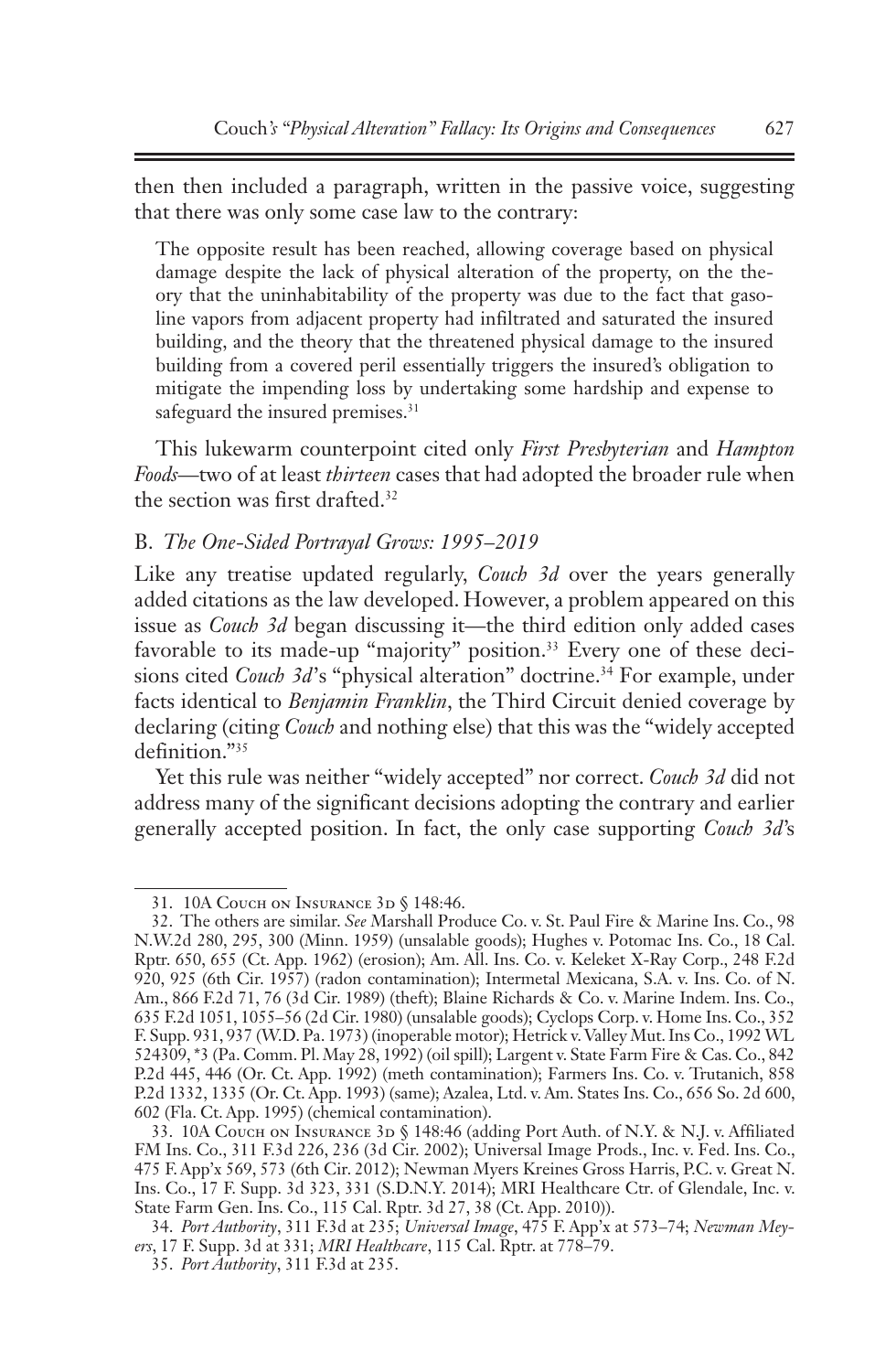then then included a paragraph, written in the passive voice, suggesting that there was only some case law to the contrary:

> The opposite result has been reached, allowing coverage based on physical damage despite the lack of physical alteration of the property, on the theory that the uninhabitability of the property was due to the fact that gasoline vapors from adjacent property had infiltrated and saturated the insured building, and the theory that the threatened physical damage to the insured building from a covered peril essentially triggers the insured's obligation to mitigate the impending loss by undertaking some hardship and expense to safeguard the insured premises.[31]

This lukewarm counterpoint cited only *First Presbyterian* and *Hampton Foods*—two of at least *thirteen* cases that had adopted the broader rule when the section was first drafted.[32]

### B. *The One-Sided Portrayal Grows: 1995–2019*

Like any treatise updated regularly, *Couch 3d* over the years generally added citations as the law developed. However, a problem appeared on this issue as *Couch 3d* began discussing it—the third edition only added cases favorable to its made-up "majority" position.[33] Every one of these decisions cited *Couch 3d*'s "physical alteration" doctrine.[34] For example, under facts identical to *Benjamin Franklin*, the Third Circuit denied coverage by declaring (citing *Couch* and nothing else) that this was the "widely accepted definition."[35]

Yet this rule was neither "widely accepted" nor correct. *Couch 3d* did not address many of the significant decisions adopting the contrary and earlier generally accepted position. In fact, the only case supporting *Couch 3d*'s

---

31. 10A Couch on Insurance 3d § 148:46.

32. The others are similar. *See* Marshall Produce Co. v. St. Paul Fire & Marine Ins. Co., 98 N.W.2d 280, 295, 300 (Minn. 1959) (unsalable goods); Hughes v. Potomac Ins. Co., 18 Cal. Rptr. 650, 655 (Ct. App. 1962) (erosion); Am. All. Ins. Co. v. Keleket X-Ray Corp., 248 F.2d 920, 925 (6th Cir. 1957) (radon contamination); Intermetal Mexicana, S.A. v. Ins. Co. of N. Am., 866 F.2d 71, 76 (3d Cir. 1989) (theft); Blaine Richards & Co. v. Marine Indem. Ins. Co., 635 F.2d 1051, 1055–56 (2d Cir. 1980) (unsalable goods); Cyclops Corp. v. Home Ins. Co., 352 F. Supp. 931, 937 (W.D. Pa. 1973) (inoperable motor); Hetrick v. Valley Mut. Ins Co., 1992 WL 524309, *3 (Pa. Comm. Pl. May 28, 1992) (oil spill); Largent v. State Farm Fire & Cas. Co., 842 P.2d 445, 446 (Or. Ct. App. 1992) (meth contamination); Farmers Ins. Co. v. Trutanich, 858 P.2d 1332, 1335 (Or. Ct. App. 1993) (same); Azalea, Ltd. v. Am. States Ins. Co., 656 So. 2d 600, 602 (Fla. Ct. App. 1995) (chemical contamination).

33. 10A Couch on Insurance 3d § 148:46 (adding Port Auth. of N.Y. & N.J. v. Affiliated FM Ins. Co., 311 F.3d 226, 236 (3d Cir. 2002); Universal Image Prods., Inc. v. Fed. Ins. Co., 475 F. App'x 569, 573 (6th Cir. 2012); Newman Myers Kreines Gross Harris, P.C. v. Great N. Ins. Co., 17 F. Supp. 3d 323, 331 (S.D.N.Y. 2014); MRI Healthcare Ctr. of Glendale, Inc. v. State Farm Gen. Ins. Co., 115 Cal. Rptr. 3d 27, 38 (Ct. App. 2010)).

34. *Port Authority*, 311 F.3d at 235; *Universal Image*, 475 F. App'x at 573–74; *Newman Meyers*, 17 F. Supp. 3d at 331; *MRI Healthcare*, 115 Cal. Rptr. at 778–79.

35. *Port Authority*, 311 F.3d at 235.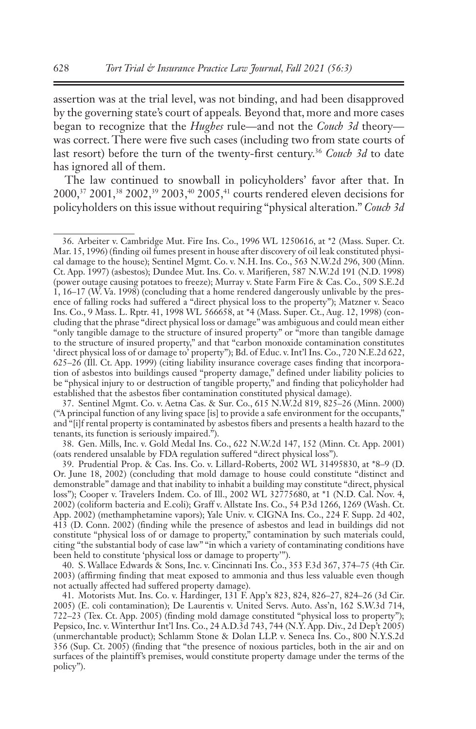assertion was at the trial level, was not binding, and had been disapproved by the governing state's court of appeals. Beyond that, more and more cases began to recognize that the *Hughes* rule—and not the *Couch 3d* theory—was correct. There were five such cases (including two from state courts of last resort) before the turn of the twenty-first century.[36] *Couch 3d* to date has ignored all of them.

The law continued to snowball in policyholders' favor after that. In 2000,[37] 2001,[38] 2002,[39] 2003,[40] 2005,[41] courts rendered eleven decisions for policyholders on this issue without requiring "physical alteration." *Couch 3d*

---

36. Arbeiter v. Cambridge Mut. Fire Ins. Co., 1996 WL 1250616, at *2 (Mass. Super. Ct. Mar. 15, 1996) (finding oil fumes present in house after discovery of oil leak constituted physical damage to the house); Sentinel Mgmt. Co. v. N.H. Ins. Co., 563 N.W.2d 296, 300 (Minn. Ct. App. 1997) (asbestos); Dundee Mut. Ins. Co. v. Marifjeren, 587 N.W.2d 191 (N.D. 1998) (power outage causing potatoes to freeze); Murray v. State Farm Fire & Cas. Co., 509 S.E.2d 1, 16–17 (W. Va. 1998) (concluding that a home rendered dangerously unlivable by the presence of falling rocks had suffered a "direct physical loss to the property"); Matzner v. Seaco Ins. Co., 9 Mass. L. Rptr. 41, 1998 WL 566658, at *4 (Mass. Super. Ct., Aug. 12, 1998) (concluding that the phrase "direct physical loss or damage" was ambiguous and could mean either "only tangible damage to the structure of insured property" or "more than tangible damage to the structure of insured property," and that "carbon monoxide contamination constitutes 'direct physical loss of or damage to' property"); Bd. of Educ. v. Int'l Ins. Co., 720 N.E.2d 622, 625–26 (Ill. Ct. App. 1999) (citing liability insurance coverage cases finding that incorporation of asbestos into buildings caused "property damage," defined under liability policies to be "physical injury to or destruction of tangible property," and finding that policyholder had established that the asbestos fiber contamination constituted physical damage).

37. Sentinel Mgmt. Co. v. Aetna Cas. & Sur. Co., 615 N.W.2d 819, 825–26 (Minn. 2000) ("A principal function of any living space [is] to provide a safe environment for the occupants," and "[i]f rental property is contaminated by asbestos fibers and presents a health hazard to the tenants, its function is seriously impaired.").

38. Gen. Mills, Inc. v. Gold Medal Ins. Co., 622 N.W.2d 147, 152 (Minn. Ct. App. 2001) (oats rendered unsalable by FDA regulation suffered "direct physical loss").

39. Prudential Prop. & Cas. Ins. Co. v. Lillard-Roberts, 2002 WL 31495830, at *8–9 (D. Or. June 18, 2002) (concluding that mold damage to house could constitute "distinct and demonstrable" damage and that inability to inhabit a building may constitute "direct, physical loss"); Cooper v. Travelers Indem. Co. of Ill., 2002 WL 32775680, at *1 (N.D. Cal. Nov. 4, 2002) (coliform bacteria and E.coli); Graff v. Allstate Ins. Co., 54 P.3d 1266, 1269 (Wash. Ct. App. 2002) (methamphetamine vapors); Yale Univ. v. CIGNA Ins. Co., 224 F. Supp. 2d 402, 413 (D. Conn. 2002) (finding while the presence of asbestos and lead in buildings did not constitute "physical loss of or damage to property," contamination by such materials could, citing "the substantial body of case law" "in which a variety of contaminating conditions have been held to constitute 'physical loss or damage to property'").

40. S. Wallace Edwards & Sons, Inc. v. Cincinnati Ins. Co., 353 F.3d 367, 374–75 (4th Cir. 2003) (affirming finding that meat exposed to ammonia and thus less valuable even though not actually affected had suffered property damage).

41. Motorists Mut. Ins. Co. v. Hardinger, 131 F. App'x 823, 824, 826–27, 824–26 (3d Cir. 2005) (E. coli contamination); De Laurentis v. United Servs. Auto. Ass'n, 162 S.W.3d 714, 722–23 (Tex. Ct. App. 2005) (finding mold damage constituted "physical loss to property"); Pepsico, Inc. v. Winterthur Int'l Ins. Co., 24 A.D.3d 743, 744 (N.Y. App. Div., 2d Dep't 2005) (unmerchantable product); Schlamm Stone & Dolan LLP. v. Seneca Ins. Co., 800 N.Y.S.2d 356 (Sup. Ct. 2005) (finding that "the presence of noxious particles, both in the air and on surfaces of the plaintiff's premises, would constitute property damage under the terms of the policy").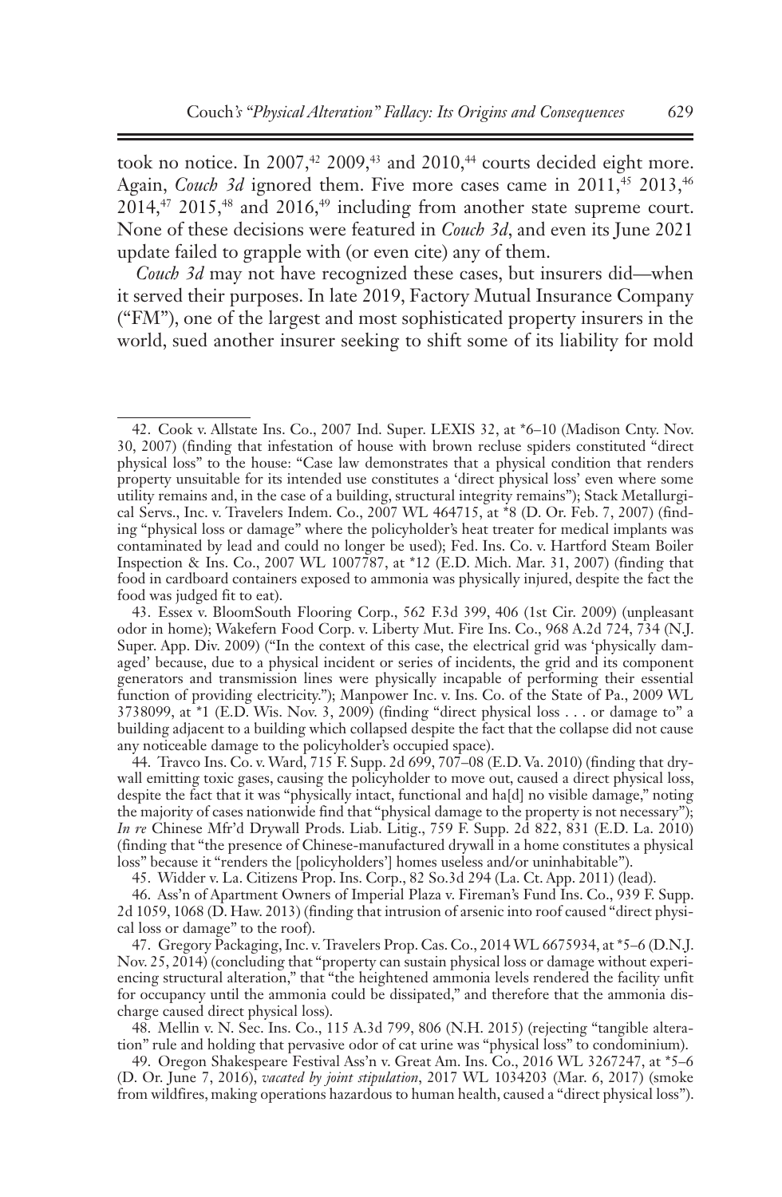took no notice. In 2007,[42] 2009,[43] and 2010,[44] courts decided eight more. Again, *Couch 3d* ignored them. Five more cases came in 2011,[45] 2013,[46] 2014,[47] 2015,[48] and 2016,[49] including from another state supreme court. None of these decisions were featured in *Couch 3d*, and even its June 2021 update failed to grapple with (or even cite) any of them.

*Couch 3d* may not have recognized these cases, but insurers did—when it served their purposes. In late 2019, Factory Mutual Insurance Company ("FM"), one of the largest and most sophisticated property insurers in the world, sued another insurer seeking to shift some of its liability for mold

---

42. Cook v. Allstate Ins. Co., 2007 Ind. Super. LEXIS 32, at *6–10 (Madison Cnty. Nov. 30, 2007) (finding that infestation of house with brown recluse spiders constituted "direct physical loss" to the house: "Case law demonstrates that a physical condition that renders property unsuitable for its intended use constitutes a 'direct physical loss' even where some utility remains and, in the case of a building, structural integrity remains"); Stack Metallurgical Servs., Inc. v. Travelers Indem. Co., 2007 WL 464715, at *8 (D. Or. Feb. 7, 2007) (finding "physical loss or damage" where the policyholder's heat treater for medical implants was contaminated by lead and could no longer be used); Fed. Ins. Co. v. Hartford Steam Boiler Inspection & Ins. Co., 2007 WL 1007787, at *12 (E.D. Mich. Mar. 31, 2007) (finding that food in cardboard containers exposed to ammonia was physically injured, despite the fact the food was judged fit to eat).

43. Essex v. BloomSouth Flooring Corp., 562 F.3d 399, 406 (1st Cir. 2009) (unpleasant odor in home); Wakefern Food Corp. v. Liberty Mut. Fire Ins. Co., 968 A.2d 724, 734 (N.J. Super. App. Div. 2009) ("In the context of this case, the electrical grid was 'physically damaged' because, due to a physical incident or series of incidents, the grid and its component generators and transmission lines were physically incapable of performing their essential function of providing electricity."); Manpower Inc. v. Ins. Co. of the State of Pa., 2009 WL 3738099, at *1 (E.D. Wis. Nov. 3, 2009) (finding "direct physical loss . . . or damage to" a building adjacent to a building which collapsed despite the fact that the collapse did not cause any noticeable damage to the policyholder's occupied space).

44. Travco Ins. Co. v. Ward, 715 F. Supp. 2d 699, 707–08 (E.D. Va. 2010) (finding that drywall emitting toxic gases, causing the policyholder to move out, caused a direct physical loss, despite the fact that it was "physically intact, functional and ha[d] no visible damage," noting the majority of cases nationwide find that "physical damage to the property is not necessary"); *In re* Chinese Mfr'd Drywall Prods. Liab. Litig., 759 F. Supp. 2d 822, 831 (E.D. La. 2010) (finding that "the presence of Chinese-manufactured drywall in a home constitutes a physical loss" because it "renders the [policyholders'] homes useless and/or uninhabitable").

45. Widder v. La. Citizens Prop. Ins. Corp., 82 So.3d 294 (La. Ct. App. 2011) (lead).

46. Ass'n of Apartment Owners of Imperial Plaza v. Fireman's Fund Ins. Co., 939 F. Supp. 2d 1059, 1068 (D. Haw. 2013) (finding that intrusion of arsenic into roof caused "direct physical loss or damage" to the roof).

47. Gregory Packaging, Inc. v. Travelers Prop. Cas. Co., 2014 WL 6675934, at *5–6 (D.N.J. Nov. 25, 2014) (concluding that "property can sustain physical loss or damage without experiencing structural alteration," that "the heightened ammonia levels rendered the facility unfit for occupancy until the ammonia could be dissipated," and therefore that the ammonia discharge caused direct physical loss).

48. Mellin v. N. Sec. Ins. Co., 115 A.3d 799, 806 (N.H. 2015) (rejecting "tangible alteration" rule and holding that pervasive odor of cat urine was "physical loss" to condominium).

49. Oregon Shakespeare Festival Ass'n v. Great Am. Ins. Co., 2016 WL 3267247, at *5–6 (D. Or. June 7, 2016), *vacated by joint stipulation*, 2017 WL 1034203 (Mar. 6, 2017) (smoke from wildfires, making operations hazardous to human health, caused a "direct physical loss").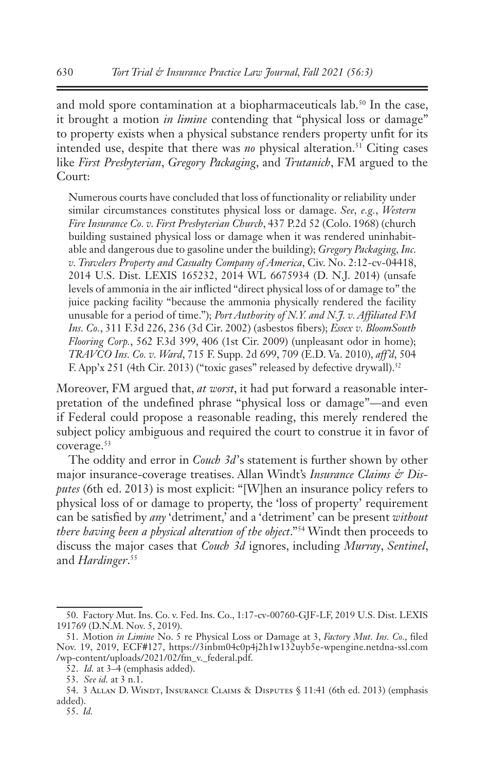and mold spore contamination at a biopharmaceuticals lab.[50] In the case, it brought a motion *in limine* contending that "physical loss or damage" to property exists when a physical substance renders property unfit for its intended use, despite that there was *no* physical alteration.[51] Citing cases like *First Presbyterian*, *Gregory Packaging*, and *Trutanich*, FM argued to the Court:

> Numerous courts have concluded that loss of functionality or reliability under similar circumstances constitutes physical loss or damage. *See, e.g.*, *Western Fire Insurance Co. v. First Presbyterian Church*, 437 P.2d 52 (Colo. 1968) (church building sustained physical loss or damage when it was rendered uninhabitable and dangerous due to gasoline under the building); *Gregory Packaging, Inc. v. Travelers Property and Casualty Company of America*, Civ. No. 2:12-cv-04418, 2014 U.S. Dist. LEXIS 165232, 2014 WL 6675934 (D. N.J. 2014) (unsafe levels of ammonia in the air inflicted "direct physical loss of or damage to" the juice packing facility "because the ammonia physically rendered the facility unusable for a period of time."); *Port Authority of N.Y. and N.J. v. Affiliated FM Ins. Co.*, 311 F.3d 226, 236 (3d Cir. 2002) (asbestos fibers); *Essex v. BloomSouth Flooring Corp.*, 562 F.3d 399, 406 (1st Cir. 2009) (unpleasant odor in home); *TRAVCO Ins. Co. v. Ward*, 715 F. Supp. 2d 699, 709 (E.D. Va. 2010), *aff'd*, 504 F. App'x 251 (4th Cir. 2013) ("toxic gases" released by defective drywall).[52]

Moreover, FM argued that, *at worst*, it had put forward a reasonable interpretation of the undefined phrase "physical loss or damage"—and even if Federal could propose a reasonable reading, this merely rendered the subject policy ambiguous and required the court to construe it in favor of coverage.[53]

The oddity and error in *Couch 3d*'s statement is further shown by other major insurance-coverage treatises. Allan Windt's *Insurance Claims & Disputes* (6th ed. 2013) is most explicit: "[W]hen an insurance policy refers to physical loss of or damage to property, the 'loss of property' requirement can be satisfied by *any* 'detriment,' and a 'detriment' can be present *without there having been a physical alteration of the object*."[54] Windt then proceeds to discuss the major cases that *Couch 3d* ignores, including *Murray*, *Sentinel*, and *Hardinger*.[55]

---

50. Factory Mut. Ins. Co. v. Fed. Ins. Co., 1:17-cv-00760-GJF-LF, 2019 U.S. Dist. LEXIS 191769 (D.N.M. Nov. 5, 2019).

51. Motion *in Limine* No. 5 re Physical Loss or Damage at 3, *Factory Mut. Ins. Co.*, filed Nov. 19, 2019, ECF#127, https://3inbm04c0p4j2h1w132uyb5e-wpengine.netdna-ssl.com/wp-content/uploads/2021/02/fm_v._federal.pdf.

52. *Id.* at 3–4 (emphasis added).

53. *See id.* at 3 n.1.

54. 3 Allan D. Windt, Insurance Claims & Disputes § 11:41 (6th ed. 2013) (emphasis added).

55. *Id.*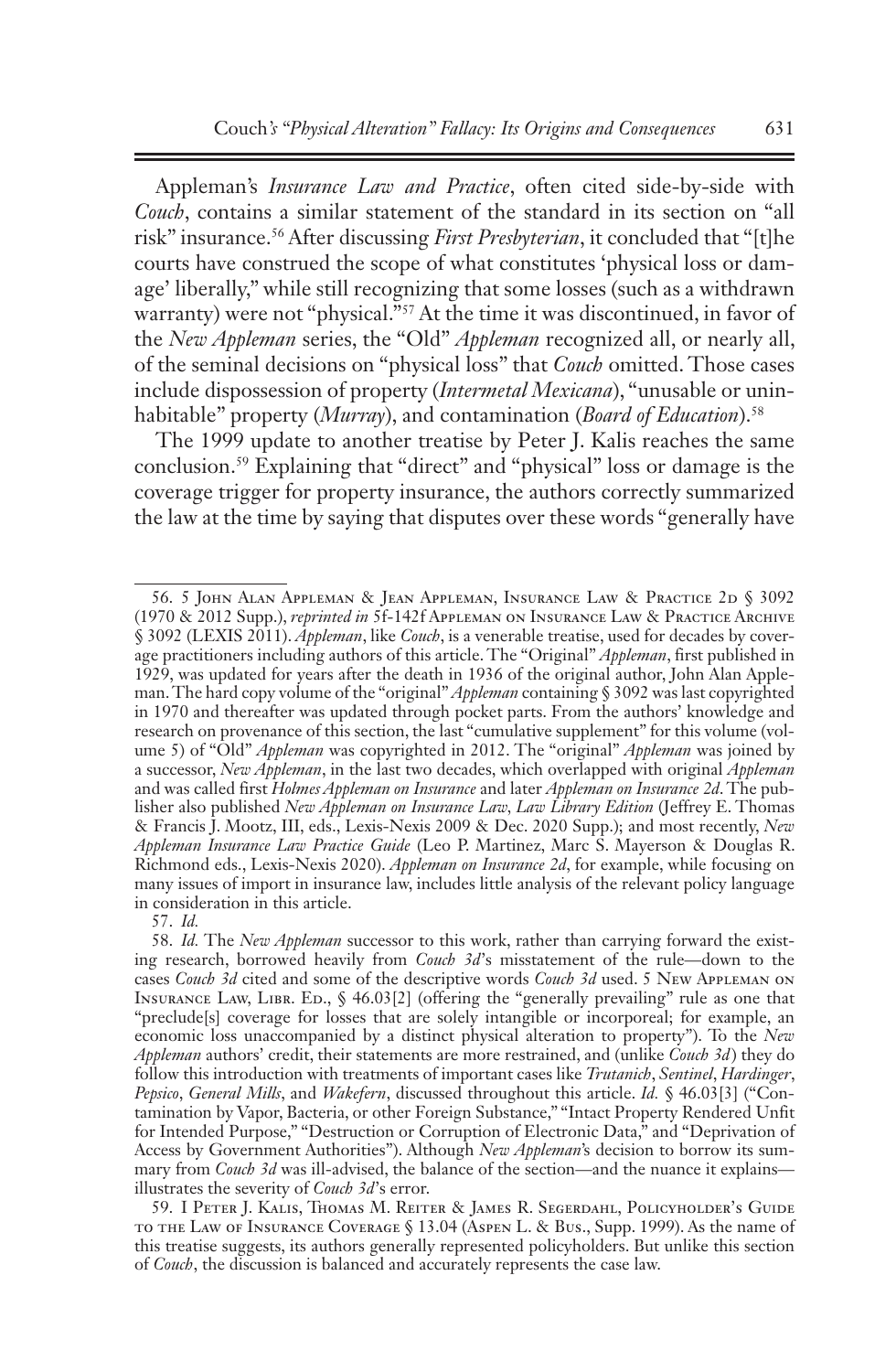Appleman's *Insurance Law and Practice*, often cited side-by-side with *Couch*, contains a similar statement of the standard in its section on "all risk" insurance.[56] After discussing *First Presbyterian*, it concluded that "[t]he courts have construed the scope of what constitutes 'physical loss or damage' liberally," while still recognizing that some losses (such as a withdrawn warranty) were not "physical."[57] At the time it was discontinued, in favor of the *New Appleman* series, the "Old" *Appleman* recognized all, or nearly all, of the seminal decisions on "physical loss" that *Couch* omitted. Those cases include dispossession of property (*Intermetal Mexicana*), "unusable or uninhabitable" property (*Murray*), and contamination (*Board of Education*).[58]

The 1999 update to another treatise by Peter J. Kalis reaches the same conclusion.[59] Explaining that "direct" and "physical" loss or damage is the coverage trigger for property insurance, the authors correctly summarized the law at the time by saying that disputes over these words "generally have

---

56. 5 John Alan Appleman & Jean Appleman, Insurance Law & Practice 2d § 3092 (1970 & 2012 Supp.), *reprinted in* 5f-142f Appleman on Insurance Law & Practice Archive § 3092 (LEXIS 2011). *Appleman*, like *Couch*, is a venerable treatise, used for decades by coverage practitioners including authors of this article. The "Original" *Appleman*, first published in 1929, was updated for years after the death in 1936 of the original author, John Alan Appleman. The hard copy volume of the "original" *Appleman* containing § 3092 was last copyrighted in 1970 and thereafter was updated through pocket parts. From the authors' knowledge and research on provenance of this section, the last "cumulative supplement" for this volume (volume 5) of "Old" *Appleman* was copyrighted in 2012. The "original" *Appleman* was joined by a successor, *New Appleman*, in the last two decades, which overlapped with original *Appleman* and was called first *Holmes Appleman on Insurance* and later *Appleman on Insurance 2d*. The publisher also published *New Appleman on Insurance Law, Law Library Edition* (Jeffrey E. Thomas & Francis J. Mootz, III, eds., Lexis-Nexis 2009 & Dec. 2020 Supp.); and most recently, *New Appleman Insurance Law Practice Guide* (Leo P. Martinez, Marc S. Mayerson & Douglas R. Richmond eds., Lexis-Nexis 2020). *Appleman on Insurance 2d*, for example, while focusing on many issues of import in insurance law, includes little analysis of the relevant policy language in consideration in this article.

57. *Id.*

58. *Id.* The *New Appleman* successor to this work, rather than carrying forward the existing research, borrowed heavily from *Couch 3d*'s misstatement of the rule—down to the cases *Couch 3d* cited and some of the descriptive words *Couch 3d* used. 5 New Appleman on Insurance Law, Libr. Ed., § 46.03[2] (offering the "generally prevailing" rule as one that "preclude[s] coverage for losses that are solely intangible or incorporeal; for example, an economic loss unaccompanied by a distinct physical alteration to property"). To the *New Appleman* authors' credit, their statements are more restrained, and (unlike *Couch 3d*) they do follow this introduction with treatments of important cases like *Trutanich*, *Sentinel*, *Hardinger*, *Pepsico*, *General Mills*, and *Wakefern*, discussed throughout this article. *Id.* § 46.03[3] ("Contamination by Vapor, Bacteria, or other Foreign Substance," "Intact Property Rendered Unfit for Intended Purpose," "Destruction or Corruption of Electronic Data," and "Deprivation of Access by Government Authorities"). Although *New Appleman*'s decision to borrow its summary from *Couch 3d* was ill-advised, the balance of the section—and the nuance it explains—illustrates the severity of *Couch 3d*'s error.

59. I Peter J. Kalis, Thomas M. Reiter & James R. Segerdahl, Policyholder's Guide to the Law of Insurance Coverage § 13.04 (Aspen L. & Bus., Supp. 1999). As the name of this treatise suggests, its authors generally represented policyholders. But unlike this section of *Couch*, the discussion is balanced and accurately represents the case law.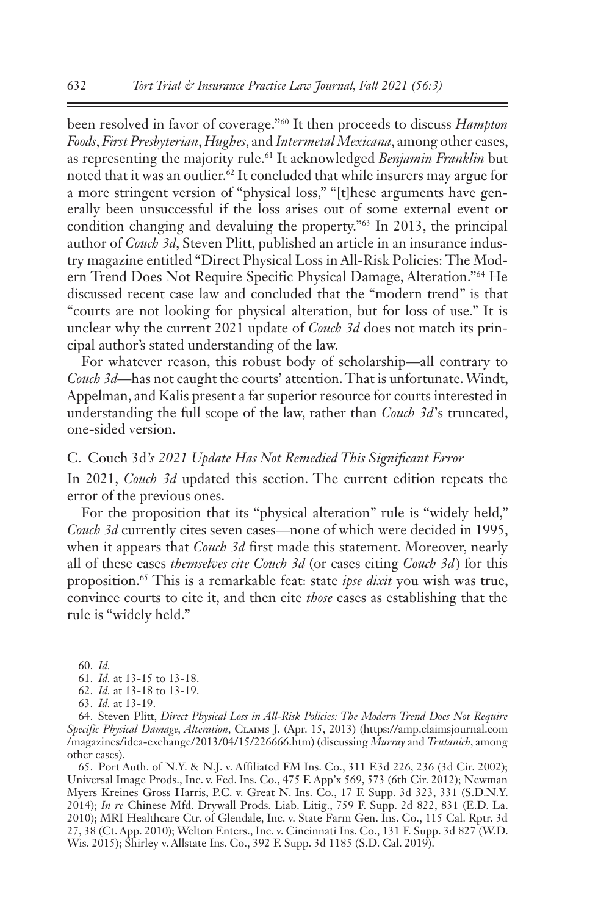been resolved in favor of coverage."[60] It then proceeds to discuss *Hampton Foods*, *First Presbyterian*, *Hughes*, and *Intermetal Mexicana*, among other cases, as representing the majority rule.[61] It acknowledged *Benjamin Franklin* but noted that it was an outlier.[62] It concluded that while insurers may argue for a more stringent version of "physical loss," "[t]hese arguments have generally been unsuccessful if the loss arises out of some external event or condition changing and devaluing the property."[63] In 2013, the principal author of *Couch 3d*, Steven Plitt, published an article in an insurance industry magazine entitled "Direct Physical Loss in All-Risk Policies: The Modern Trend Does Not Require Specific Physical Damage, Alteration."[64] He discussed recent case law and concluded that the "modern trend" is that "courts are not looking for physical alteration, but for loss of use." It is unclear why the current 2021 update of *Couch 3d* does not match its principal author's stated understanding of the law.

For whatever reason, this robust body of scholarship—all contrary to *Couch 3d*—has not caught the courts' attention. That is unfortunate. Windt, Appelman, and Kalis present a far superior resource for courts interested in understanding the full scope of the law, rather than *Couch 3d*'s truncated, one-sided version.

### C. Couch 3d*'s 2021 Update Has Not Remedied This Significant Error*

In 2021, *Couch 3d* updated this section. The current edition repeats the error of the previous ones.

For the proposition that its "physical alteration" rule is "widely held," *Couch 3d* currently cites seven cases—none of which were decided in 1995, when it appears that *Couch 3d* first made this statement. Moreover, nearly all of these cases *themselves cite Couch 3d* (or cases citing *Couch 3d*) for this proposition.[65] This is a remarkable feat: state *ipse dixit* you wish was true, convince courts to cite it, and then cite *those* cases as establishing that the rule is "widely held."

---

60. *Id.*

61. *Id.* at 13-15 to 13-18.

62. *Id.* at 13-18 to 13-19.

63. *Id.* at 13-19.

64. Steven Plitt, *Direct Physical Loss in All-Risk Policies: The Modern Trend Does Not Require Specific Physical Damage, Alteration*, Claims J. (Apr. 15, 2013) (https://amp.claimsjournal.com/magazines/idea-exchange/2013/04/15/226666.htm) (discussing *Murray* and *Trutanich*, among other cases).

65. Port Auth. of N.Y. & N.J. v. Affiliated FM Ins. Co., 311 F.3d 226, 236 (3d Cir. 2002); Universal Image Prods., Inc. v. Fed. Ins. Co., 475 F. App'x 569, 573 (6th Cir. 2012); Newman Myers Kreines Gross Harris, P.C. v. Great N. Ins. Co., 17 F. Supp. 3d 323, 331 (S.D.N.Y. 2014); *In re* Chinese Mfd. Drywall Prods. Liab. Litig., 759 F. Supp. 2d 822, 831 (E.D. La. 2010); MRI Healthcare Ctr. of Glendale, Inc. v. State Farm Gen. Ins. Co., 115 Cal. Rptr. 3d 27, 38 (Ct. App. 2010); Welton Enters., Inc. v. Cincinnati Ins. Co., 131 F. Supp. 3d 827 (W.D. Wis. 2015); Shirley v. Allstate Ins. Co., 392 F. Supp. 3d 1185 (S.D. Cal. 2019).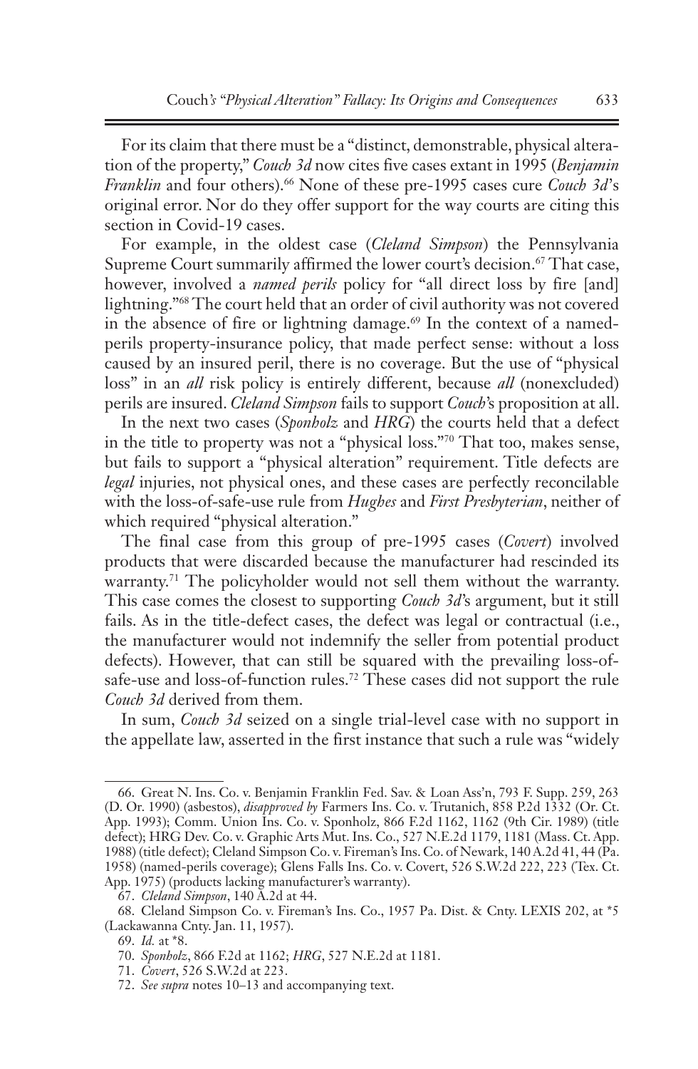For its claim that there must be a "distinct, demonstrable, physical alteration of the property," *Couch 3d* now cites five cases extant in 1995 (*Benjamin Franklin* and four others).[66] None of these pre-1995 cases cure *Couch 3d*'s original error. Nor do they offer support for the way courts are citing this section in Covid-19 cases.

For example, in the oldest case (*Cleland Simpson*) the Pennsylvania Supreme Court summarily affirmed the lower court's decision.[67] That case, however, involved a *named perils* policy for "all direct loss by fire [and] lightning."[68] The court held that an order of civil authority was not covered in the absence of fire or lightning damage.[69] In the context of a named-perils property-insurance policy, that made perfect sense: without a loss caused by an insured peril, there is no coverage. But the use of "physical loss" in an *all* risk policy is entirely different, because *all* (nonexcluded) perils are insured. *Cleland Simpson* fails to support *Couch*'s proposition at all.

In the next two cases (*Sponholz* and *HRG*) the courts held that a defect in the title to property was not a "physical loss."[70] That too, makes sense, but fails to support a "physical alteration" requirement. Title defects are *legal* injuries, not physical ones, and these cases are perfectly reconcilable with the loss-of-safe-use rule from *Hughes* and *First Presbyterian*, neither of which required "physical alteration."

The final case from this group of pre-1995 cases (*Covert*) involved products that were discarded because the manufacturer had rescinded its warranty.[71] The policyholder would not sell them without the warranty. This case comes the closest to supporting *Couch 3d*'s argument, but it still fails. As in the title-defect cases, the defect was legal or contractual (i.e., the manufacturer would not indemnify the seller from potential product defects). However, that can still be squared with the prevailing loss-of-safe-use and loss-of-function rules.[72] These cases did not support the rule *Couch 3d* derived from them.

In sum, *Couch 3d* seized on a single trial-level case with no support in the appellate law, asserted in the first instance that such a rule was "widely

---

66. Great N. Ins. Co. v. Benjamin Franklin Fed. Sav. & Loan Ass'n, 793 F. Supp. 259, 263 (D. Or. 1990) (asbestos), *disapproved by* Farmers Ins. Co. v. Trutanich, 858 P.2d 1332 (Or. Ct. App. 1993); Comm. Union Ins. Co. v. Sponholz, 866 F.2d 1162, 1162 (9th Cir. 1989) (title defect); HRG Dev. Co. v. Graphic Arts Mut. Ins. Co., 527 N.E.2d 1179, 1181 (Mass. Ct. App. 1988) (title defect); Cleland Simpson Co. v. Fireman's Ins. Co. of Newark, 140 A.2d 41, 44 (Pa. 1958) (named-perils coverage); Glens Falls Ins. Co. v. Covert, 526 S.W.2d 222, 223 (Tex. Ct. App. 1975) (products lacking manufacturer's warranty).

67. *Cleland Simpson*, 140 A.2d at 44.

68. Cleland Simpson Co. v. Fireman's Ins. Co., 1957 Pa. Dist. & Cnty. LEXIS 202, at *5 (Lackawanna Cnty. Jan. 11, 1957).

69. *Id.* at *8.

70. *Sponholz*, 866 F.2d at 1162; *HRG*, 527 N.E.2d at 1181.

71. *Covert*, 526 S.W.2d at 223.

72. *See supra* notes 10–13 and accompanying text.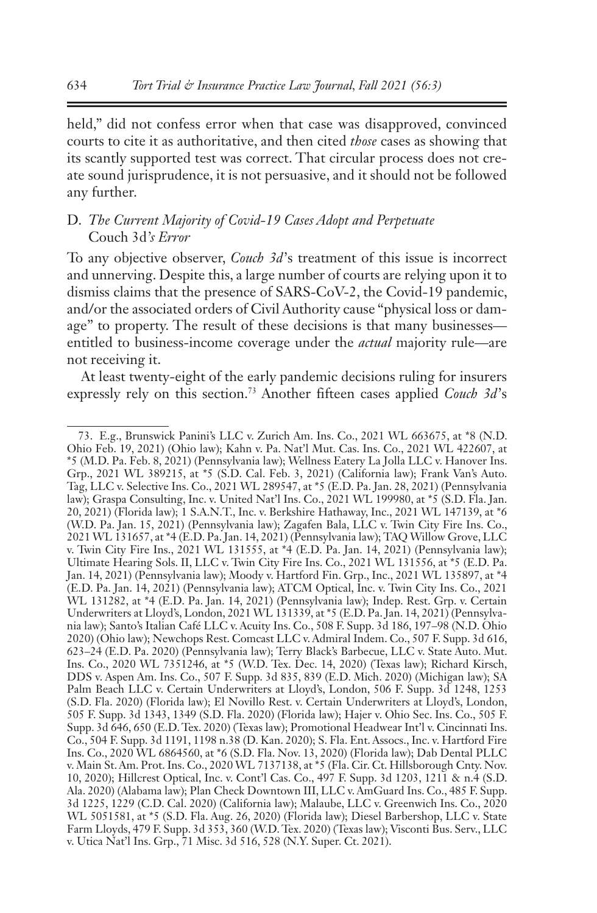held," did not confess error when that case was disapproved, convinced courts to cite it as authoritative, and then cited *those* cases as showing that its scantly supported test was correct. That circular process does not create sound jurisprudence, it is not persuasive, and it should not be followed any further.

## D. *The Current Majority of Covid-19 Cases Adopt and Perpetuate* Couch 3d*'s Error*

To any objective observer, *Couch 3d*'s treatment of this issue is incorrect and unnerving. Despite this, a large number of courts are relying upon it to dismiss claims that the presence of SARS-CoV-2, the Covid-19 pandemic, and/or the associated orders of Civil Authority cause "physical loss or damage" to property. The result of these decisions is that many businesses—entitled to business-income coverage under the *actual* majority rule—are not receiving it.

At least twenty-eight of the early pandemic decisions ruling for insurers expressly rely on this section.[73] Another fifteen cases applied *Couch 3d*'s

---

73. E.g., Brunswick Panini's LLC v. Zurich Am. Ins. Co., 2021 WL 663675, at *8 (N.D. Ohio Feb. 19, 2021) (Ohio law); Kahn v. Pa. Nat'l Mut. Cas. Ins. Co., 2021 WL 422607, at *5 (M.D. Pa. Feb. 8, 2021) (Pennsylvania law); Wellness Eatery La Jolla LLC v. Hanover Ins. Grp., 2021 WL 389215, at *5 (S.D. Cal. Feb. 3, 2021) (California law); Frank Van's Auto. Tag, LLC v. Selective Ins. Co., 2021 WL 289547, at *5 (E.D. Pa. Jan. 28, 2021) (Pennsylvania law); Graspa Consulting, Inc. v. United Nat'l Ins. Co., 2021 WL 199980, at *5 (S.D. Fla. Jan. 20, 2021) (Florida law); 1 S.A.N.T., Inc. v. Berkshire Hathaway, Inc., 2021 WL 147139, at *6 (W.D. Pa. Jan. 15, 2021) (Pennsylvania law); Zagafen Bala, LLC v. Twin City Fire Ins. Co., 2021 WL 131657, at *4 (E.D. Pa. Jan. 14, 2021) (Pennsylvania law); TAQ Willow Grove, LLC v. Twin City Fire Ins., 2021 WL 131555, at *4 (E.D. Pa. Jan. 14, 2021) (Pennsylvania law); Ultimate Hearing Sols. II, LLC v. Twin City Fire Ins. Co., 2021 WL 131556, at *5 (E.D. Pa. Jan. 14, 2021) (Pennsylvania law); Moody v. Hartford Fin. Grp., Inc., 2021 WL 135897, at *4 (E.D. Pa. Jan. 14, 2021) (Pennsylvania law); ATCM Optical, Inc. v. Twin City Ins. Co., 2021 WL 131282, at *4 (E.D. Pa. Jan. 14, 2021) (Pennsylvania law); Indep. Rest. Grp. v. Certain Underwriters at Lloyd's, London, 2021 WL 131339, at *5 (E.D. Pa. Jan. 14, 2021) (Pennsylvania law); Santo's Italian Café LLC v. Acuity Ins. Co., 508 F. Supp. 3d 186, 197–98 (N.D. Ohio 2020) (Ohio law); Newchops Rest. Comcast LLC v. Admiral Indem. Co., 507 F. Supp. 3d 616, 623–24 (E.D. Pa. 2020) (Pennsylvania law); Terry Black's Barbecue, LLC v. State Auto. Mut. Ins. Co., 2020 WL 7351246, at *5 (W.D. Tex. Dec. 14, 2020) (Texas law); Richard Kirsch, DDS v. Aspen Am. Ins. Co., 507 F. Supp. 3d 835, 839 (E.D. Mich. 2020) (Michigan law); SA Palm Beach LLC v. Certain Underwriters at Lloyd's, London, 506 F. Supp. 3d 1248, 1253 (S.D. Fla. 2020) (Florida law); El Novillo Rest. v. Certain Underwriters at Lloyd's, London, 505 F. Supp. 3d 1343, 1349 (S.D. Fla. 2020) (Florida law); Hajer v. Ohio Sec. Ins. Co., 505 F. Supp. 3d 646, 650 (E.D. Tex. 2020) (Texas law); Promotional Headwear Int'l v. Cincinnati Ins. Co., 504 F. Supp. 3d 1191, 1198 n.38 (D. Kan. 2020); S. Fla. Ent. Assocs., Inc. v. Hartford Fire Ins. Co., 2020 WL 6864560, at *6 (S.D. Fla. Nov. 13, 2020) (Florida law); Dab Dental PLLC v. Main St. Am. Prot. Ins. Co., 2020 WL 7137138, at *5 (Fla. Cir. Ct. Hillsborough Cnty. Nov. 10, 2020); Hillcrest Optical, Inc. v. Cont'l Cas. Co., 497 F. Supp. 3d 1203, 1211 & n.4 (S.D. Ala. 2020) (Alabama law); Plan Check Downtown III, LLC v. AmGuard Ins. Co., 485 F. Supp. 3d 1225, 1229 (C.D. Cal. 2020) (California law); Malaube, LLC v. Greenwich Ins. Co., 2020 WL 5051581, at *5 (S.D. Fla. Aug. 26, 2020) (Florida law); Diesel Barbershop, LLC v. State Farm Lloyds, 479 F. Supp. 3d 353, 360 (W.D. Tex. 2020) (Texas law); Visconti Bus. Serv., LLC v. Utica Nat'l Ins. Grp., 71 Misc. 3d 516, 528 (N.Y. Super. Ct. 2021).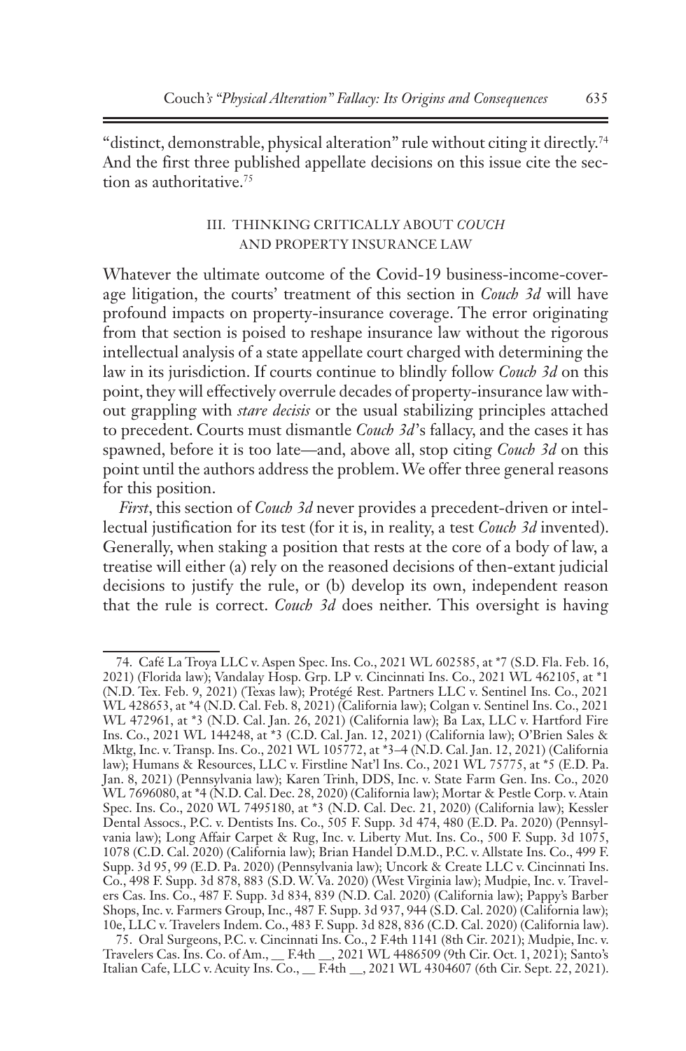"distinct, demonstrable, physical alteration" rule without citing it directly.[74] And the first three published appellate decisions on this issue cite the section as authoritative.[75]

## III. THINKING CRITICALLY ABOUT *COUCH* AND PROPERTY INSURANCE LAW

Whatever the ultimate outcome of the Covid-19 business-income-coverage litigation, the courts' treatment of this section in *Couch 3d* will have profound impacts on property-insurance coverage. The error originating from that section is poised to reshape insurance law without the rigorous intellectual analysis of a state appellate court charged with determining the law in its jurisdiction. If courts continue to blindly follow *Couch 3d* on this point, they will effectively overrule decades of property-insurance law without grappling with *stare decisis* or the usual stabilizing principles attached to precedent. Courts must dismantle *Couch 3d*'s fallacy, and the cases it has spawned, before it is too late—and, above all, stop citing *Couch 3d* on this point until the authors address the problem. We offer three general reasons for this position.

*First*, this section of *Couch 3d* never provides a precedent-driven or intellectual justification for its test (for it is, in reality, a test *Couch 3d* invented). Generally, when staking a position that rests at the core of a body of law, a treatise will either (a) rely on the reasoned decisions of then-extant judicial decisions to justify the rule, or (b) develop its own, independent reason that the rule is correct. *Couch 3d* does neither. This oversight is having

---

74. Café La Troya LLC v. Aspen Spec. Ins. Co., 2021 WL 602585, at *7 (S.D. Fla. Feb. 16, 2021) (Florida law); Vandalay Hosp. Grp. LP v. Cincinnati Ins. Co., 2021 WL 462105, at *1 (N.D. Tex. Feb. 9, 2021) (Texas law); Protégé Rest. Partners LLC v. Sentinel Ins. Co., 2021 WL 428653, at *4 (N.D. Cal. Feb. 8, 2021) (California law); Colgan v. Sentinel Ins. Co., 2021 WL 472961, at *3 (N.D. Cal. Jan. 26, 2021) (California law); Ba Lax, LLC v. Hartford Fire Ins. Co., 2021 WL 144248, at *3 (C.D. Cal. Jan. 12, 2021) (California law); O'Brien Sales & Mktg, Inc. v. Transp. Ins. Co., 2021 WL 105772, at *3–4 (N.D. Cal. Jan. 12, 2021) (California law); Humans & Resources, LLC v. Firstline Nat'l Ins. Co., 2021 WL 75775, at *5 (E.D. Pa. Jan. 8, 2021) (Pennsylvania law); Karen Trinh, DDS, Inc. v. State Farm Gen. Ins. Co., 2020 WL 7696080, at *4 (N.D. Cal. Dec. 28, 2020) (California law); Mortar & Pestle Corp. v. Atain Spec. Ins. Co., 2020 WL 7495180, at *3 (N.D. Cal. Dec. 21, 2020) (California law); Kessler Dental Assocs., P.C. v. Dentists Ins. Co., 505 F. Supp. 3d 474, 480 (E.D. Pa. 2020) (Pennsylvania law); Long Affair Carpet & Rug, Inc. v. Liberty Mut. Ins. Co., 500 F. Supp. 3d 1075, 1078 (C.D. Cal. 2020) (California law); Brian Handel D.M.D., P.C. v. Allstate Ins. Co., 499 F. Supp. 3d 95, 99 (E.D. Pa. 2020) (Pennsylvania law); Uncork & Create LLC v. Cincinnati Ins. Co., 498 F. Supp. 3d 878, 883 (S.D. W. Va. 2020) (West Virginia law); Mudpie, Inc. v. Travelers Cas. Ins. Co., 487 F. Supp. 3d 834, 839 (N.D. Cal. 2020) (California law); Pappy's Barber Shops, Inc. v. Farmers Group, Inc., 487 F. Supp. 3d 937, 944 (S.D. Cal. 2020) (California law); 10e, LLC v. Travelers Indem. Co., 483 F. Supp. 3d 828, 836 (C.D. Cal. 2020) (California law).

75. Oral Surgeons, P.C. v. Cincinnati Ins. Co., 2 F.4th 1141 (8th Cir. 2021); Mudpie, Inc. v. Travelers Cas. Ins. Co. of Am., __ F.4th __, 2021 WL 4486509 (9th Cir. Oct. 1, 2021); Santo's Italian Cafe, LLC v. Acuity Ins. Co., __ F.4th __, 2021 WL 4304607 (6th Cir. Sept. 22, 2021).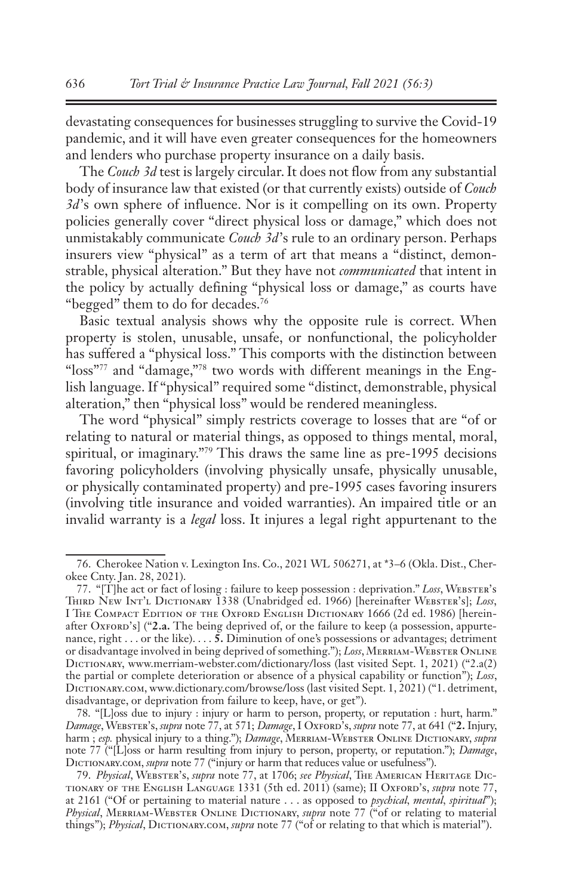devastating consequences for businesses struggling to survive the Covid-19 pandemic, and it will have even greater consequences for the homeowners and lenders who purchase property insurance on a daily basis.

The *Couch 3d* test is largely circular. It does not flow from any substantial body of insurance law that existed (or that currently exists) outside of *Couch 3d*'s own sphere of influence. Nor is it compelling on its own. Property policies generally cover "direct physical loss or damage," which does not unmistakably communicate *Couch 3d*'s rule to an ordinary person. Perhaps insurers view "physical" as a term of art that means a "distinct, demonstrable, physical alteration." But they have not *communicated* that intent in the policy by actually defining "physical loss or damage," as courts have "begged" them to do for decades.[76]

Basic textual analysis shows why the opposite rule is correct. When property is stolen, unusable, unsafe, or nonfunctional, the policyholder has suffered a "physical loss." This comports with the distinction between "loss"[77] and "damage,"[78] two words with different meanings in the English language. If "physical" required some "distinct, demonstrable, physical alteration," then "physical loss" would be rendered meaningless.

The word "physical" simply restricts coverage to losses that are "of or relating to natural or material things, as opposed to things mental, moral, spiritual, or imaginary."[79] This draws the same line as pre-1995 decisions favoring policyholders (involving physically unsafe, physically unusable, or physically contaminated property) and pre-1995 cases favoring insurers (involving title insurance and voided warranties). An impaired title or an invalid warranty is a *legal* loss. It injures a legal right appurtenant to the

---

76. Cherokee Nation v. Lexington Ins. Co., 2021 WL 506271, at *3–6 (Okla. Dist., Cherokee Cnty. Jan. 28, 2021).

77. "[T]he act or fact of losing : failure to keep possession : deprivation." *Loss*, Webster's Third New Int'l Dictionary 1338 (Unabridged ed. 1966) [hereinafter Webster's]; *Loss*, I The Compact Edition of the Oxford English Dictionary 1666 (2d ed. 1986) [hereinafter Oxford's] ("**2.a.** The being deprived of, or the failure to keep (a possession, appurtenance, right . . . or the like). . . . **5.** Diminution of one's possessions or advantages; detriment or disadvantage involved in being deprived of something."); *Loss*, Merriam-Webster Online Dictionary, www.merriam-webster.com/dictionary/loss (last visited Sept. 1, 2021) ("2.a(2) the partial or complete deterioration or absence of a physical capability or function"); *Loss*, Dictionary.com, www.dictionary.com/browse/loss (last visited Sept. 1, 2021) ("1. detriment, disadvantage, or deprivation from failure to keep, have, or get").

78. "[L]oss due to injury : injury or harm to person, property, or reputation : hurt, harm." *Damage*, Webster's, *supra* note 77, at 571; *Damage*, I Oxford's, *supra* note 77, at 641 ("**2.** Injury, harm ; *esp.* physical injury to a thing."); *Damage*, Merriam-Webster Online Dictionary, *supra* note 77 ("[L]oss or harm resulting from injury to person, property, or reputation."); *Damage*, Dictionary.com, *supra* note 77 ("injury or harm that reduces value or usefulness").

79. *Physical*, Webster's, *supra* note 77, at 1706; *see Physical*, The American Heritage Dictionary of the English Language 1331 (5th ed. 2011) (same); II Oxford's, *supra* note 77, at 2161 ("Of or pertaining to material nature . . . as opposed to *psychical*, *mental*, *spiritual*"); *Physical*, Merriam-Webster Online Dictionary, *supra* note 77 ("of or relating to material things"); *Physical*, Dictionary.com, *supra* note 77 ("of or relating to that which is material").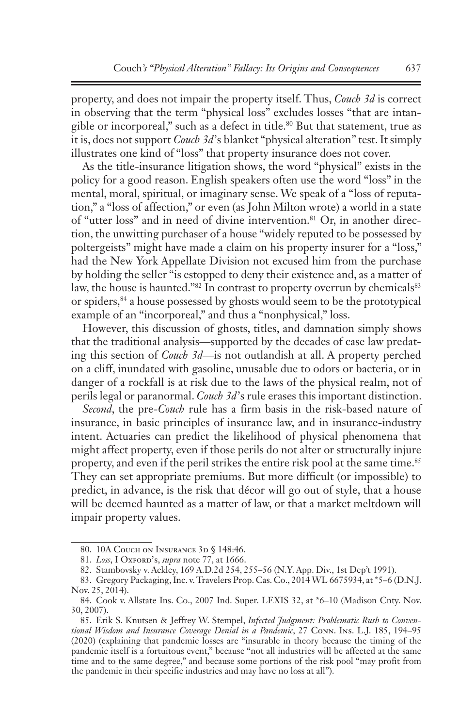property, and does not impair the property itself. Thus, *Couch 3d* is correct in observing that the term "physical loss" excludes losses "that are intangible or incorporeal," such as a defect in title.[80] But that statement, true as it is, does not support *Couch 3d*'s blanket "physical alteration" test. It simply illustrates one kind of "loss" that property insurance does not cover.

As the title-insurance litigation shows, the word "physical" exists in the policy for a good reason. English speakers often use the word "loss" in the mental, moral, spiritual, or imaginary sense. We speak of a "loss of reputation," a "loss of affection," or even (as John Milton wrote) a world in a state of "utter loss" and in need of divine intervention.[81] Or, in another direction, the unwitting purchaser of a house "widely reputed to be possessed by poltergeists" might have made a claim on his property insurer for a "loss," had the New York Appellate Division not excused him from the purchase by holding the seller "is estopped to deny their existence and, as a matter of law, the house is haunted."[82] In contrast to property overrun by chemicals[83] or spiders,[84] a house possessed by ghosts would seem to be the prototypical example of an "incorporeal," and thus a "nonphysical," loss.

However, this discussion of ghosts, titles, and damnation simply shows that the traditional analysis—supported by the decades of case law predating this section of *Couch 3d*—is not outlandish at all. A property perched on a cliff, inundated with gasoline, unusable due to odors or bacteria, or in danger of a rockfall is at risk due to the laws of the physical realm, not of perils legal or paranormal. *Couch 3d*'s rule erases this important distinction.

*Second*, the pre-*Couch* rule has a firm basis in the risk-based nature of insurance, in basic principles of insurance law, and in insurance-industry intent. Actuaries can predict the likelihood of physical phenomena that might affect property, even if those perils do not alter or structurally injure property, and even if the peril strikes the entire risk pool at the same time.[85] They can set appropriate premiums. But more difficult (or impossible) to predict, in advance, is the risk that décor will go out of style, that a house will be deemed haunted as a matter of law, or that a market meltdown will impair property values.

---

80. 10A Couch on Insurance 3d § 148:46.

81. *Loss*, I Oxford's, *supra* note 77, at 1666.

82. Stambovsky v. Ackley, 169 A.D.2d 254, 255–56 (N.Y. App. Div., 1st Dep't 1991).

83. Gregory Packaging, Inc. v. Travelers Prop. Cas. Co., 2014 WL 6675934, at *5–6 (D.N.J. Nov. 25, 2014).

84. Cook v. Allstate Ins. Co., 2007 Ind. Super. LEXIS 32, at *6–10 (Madison Cnty. Nov. 30, 2007).

85. Erik S. Knutsen & Jeffrey W. Stempel, *Infected Judgment: Problematic Rush to Conventional Wisdom and Insurance Coverage Denial in a Pandemic*, 27 Conn. Ins. L.J. 185, 194–95 (2020) (explaining that pandemic losses are "insurable in theory because the timing of the pandemic itself is a fortuitous event," because "not all industries will be affected at the same time and to the same degree," and because some portions of the risk pool "may profit from the pandemic in their specific industries and may have no loss at all").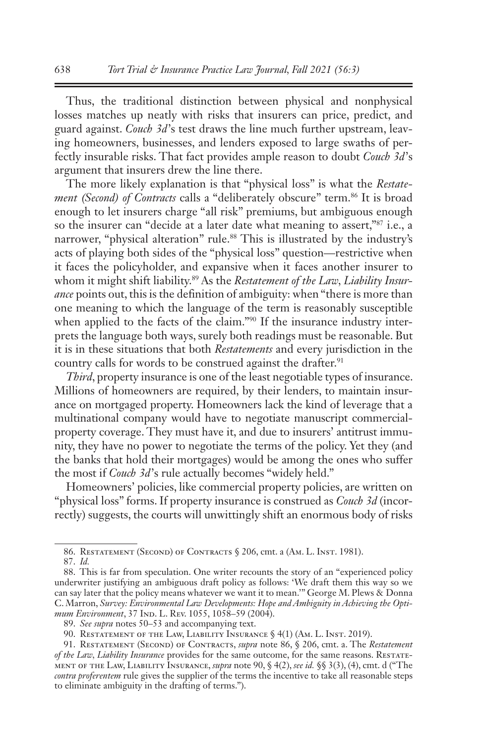Thus, the traditional distinction between physical and nonphysical losses matches up neatly with risks that insurers can price, predict, and guard against. *Couch 3d*'s test draws the line much further upstream, leaving homeowners, businesses, and lenders exposed to large swaths of perfectly insurable risks. That fact provides ample reason to doubt *Couch 3d*'s argument that insurers drew the line there.

The more likely explanation is that "physical loss" is what the *Restatement (Second) of Contracts* calls a "deliberately obscure" term.[86] It is broad enough to let insurers charge "all risk" premiums, but ambiguous enough so the insurer can "decide at a later date what meaning to assert,"[87] i.e., a narrower, "physical alteration" rule.[88] This is illustrated by the industry's acts of playing both sides of the "physical loss" question—restrictive when it faces the policyholder, and expansive when it faces another insurer to whom it might shift liability.[89] As the *Restatement of the Law, Liability Insurance* points out, this is the definition of ambiguity: when "there is more than one meaning to which the language of the term is reasonably susceptible when applied to the facts of the claim."[90] If the insurance industry interprets the language both ways, surely both readings must be reasonable. But it is in these situations that both *Restatements* and every jurisdiction in the country calls for words to be construed against the drafter.[91]

*Third*, property insurance is one of the least negotiable types of insurance. Millions of homeowners are required, by their lenders, to maintain insurance on mortgaged property. Homeowners lack the kind of leverage that a multinational company would have to negotiate manuscript commercial-property coverage. They must have it, and due to insurers' antitrust immunity, they have no power to negotiate the terms of the policy. Yet they (and the banks that hold their mortgages) would be among the ones who suffer the most if *Couch 3d*'s rule actually becomes "widely held."

Homeowners' policies, like commercial property policies, are written on "physical loss" forms. If property insurance is construed as *Couch 3d* (incorrectly) suggests, the courts will unwittingly shift an enormous body of risks

---

86. Restatement (Second) of Contracts § 206, cmt. a (Am. L. Inst. 1981).

87. *Id.*

88. This is far from speculation. One writer recounts the story of an "experienced policy underwriter justifying an ambiguous draft policy as follows: 'We draft them this way so we can say later that the policy means whatever we want it to mean.'" George M. Plews & Donna C. Marron, *Survey: Environmental Law Developments: Hope and Ambiguity in Achieving the Optimum Environment*, 37 Ind. L. Rev. 1055, 1058–59 (2004).

89. *See supra* notes 50–53 and accompanying text.

90. Restatement of the Law, Liability Insurance § 4(1) (Am. L. Inst. 2019).

91. Restatement (Second) of Contracts, *supra* note 86, § 206, cmt. a. The *Restatement of the Law, Liability Insurance* provides for the same outcome, for the same reasons. Restatement of the Law, Liability Insurance, *supra* note 90, § 4(2), *see id.* §§ 3(3), (4), cmt. d ("The *contra proferentem* rule gives the supplier of the terms the incentive to take all reasonable steps to eliminate ambiguity in the drafting of terms.").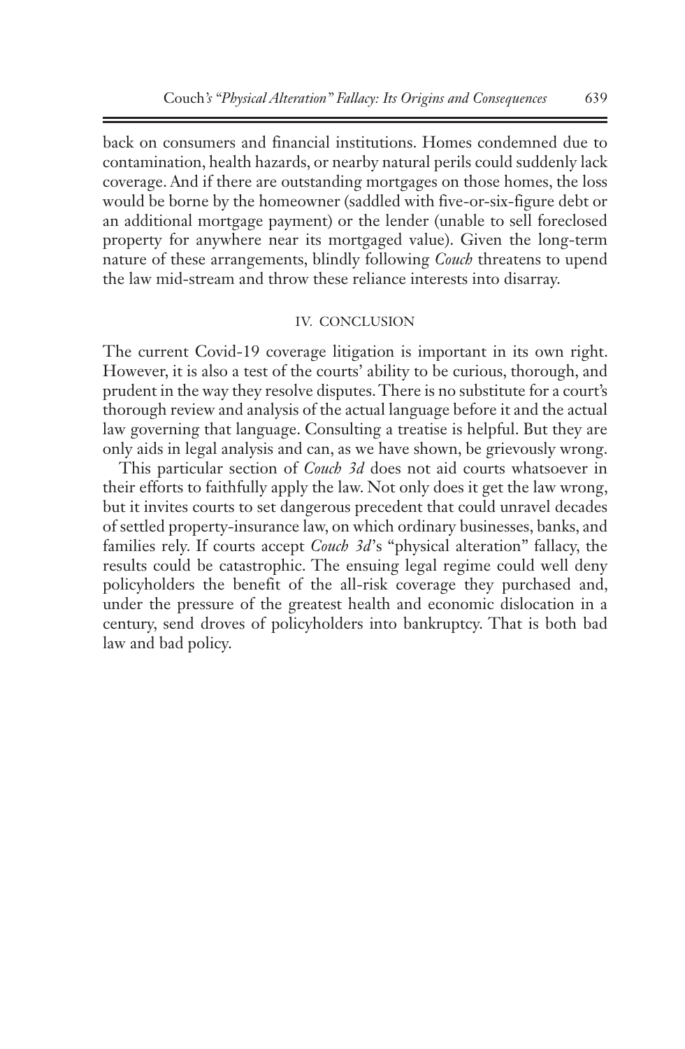back on consumers and financial institutions. Homes condemned due to contamination, health hazards, or nearby natural perils could suddenly lack coverage. And if there are outstanding mortgages on those homes, the loss would be borne by the homeowner (saddled with five-or-six-figure debt or an additional mortgage payment) or the lender (unable to sell foreclosed property for anywhere near its mortgaged value). Given the long-term nature of these arrangements, blindly following *Couch* threatens to upend the law mid-stream and throw these reliance interests into disarray.

## IV. CONCLUSION

The current Covid-19 coverage litigation is important in its own right. However, it is also a test of the courts' ability to be curious, thorough, and prudent in the way they resolve disputes. There is no substitute for a court's thorough review and analysis of the actual language before it and the actual law governing that language. Consulting a treatise is helpful. But they are only aids in legal analysis and can, as we have shown, be grievously wrong.

This particular section of *Couch 3d* does not aid courts whatsoever in their efforts to faithfully apply the law. Not only does it get the law wrong, but it invites courts to set dangerous precedent that could unravel decades of settled property-insurance law, on which ordinary businesses, banks, and families rely. If courts accept *Couch 3d*'s "physical alteration" fallacy, the results could be catastrophic. The ensuing legal regime could well deny policyholders the benefit of the all-risk coverage they purchased and, under the pressure of the greatest health and economic dislocation in a century, send droves of policyholders into bankruptcy. That is both bad law and bad policy.